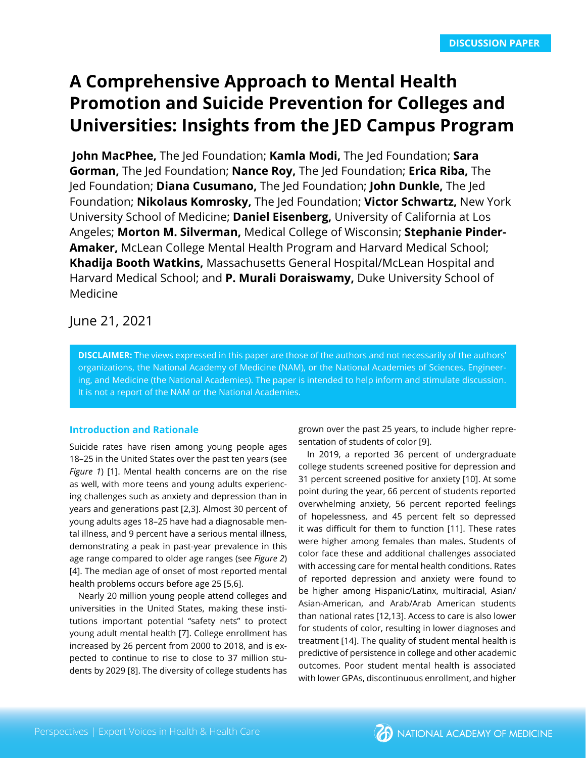DISCUSSION PAPER

# A Comprehensive Approach to Mental Health Promotion and Suicide Prevention for Colleges and Universities: Insights from the JED Campus Program

**John MacPhee,** The Jed Foundation; **Kamla Modi,** The Jed Foundation; **Sara Gorman,** The Jed Foundation; **Nance Roy,** The Jed Foundation; **Erica Riba,** The Jed Foundation; **Diana Cusumano,** The Jed Foundation; **John Dunkle,** The Jed Foundation; **Nikolaus Komrosky,** The Jed Foundation; **Victor Schwartz,** New York University School of Medicine; **Daniel Eisenberg,** University of California at Los Angeles; **Morton M. Silverman,** Medical College of Wisconsin; **Stephanie Pinder-Amaker,** McLean College Mental Health Program and Harvard Medical School; **Khadija Booth Watkins,** Massachusetts General Hospital/McLean Hospital and Harvard Medical School; and **P. Murali Doraiswamy,** Duke University School of Medicine

June 21, 2021

**DISCLAIMER:** The views expressed in this paper are those of the authors and not necessarily of the authors' organizations, the National Academy of Medicine (NAM), or the National Academies of Sciences, Engineering, and Medicine (the National Academies). The paper is intended to help inform and stimulate discussion. It is not a report of the NAM or the National Academies.

## Introduction and Rationale

Suicide rates have risen among young people ages 18–25 in the United States over the past ten years (see *Figure 1*) [1]. Mental health concerns are on the rise as well, with more teens and young adults experiencing challenges such as anxiety and depression than in years and generations past [2,3]. Almost 30 percent of young adults ages 18–25 have had a diagnosable mental illness, and 9 percent have a serious mental illness, demonstrating a peak in past-year prevalence in this age range compared to older age ranges (see *Figure 2*) [4]. The median age of onset of most reported mental health problems occurs before age 25 [5,6].

Nearly 20 million young people attend colleges and universities in the United States, making these institutions important potential "safety nets" to protect young adult mental health [7]. College enrollment has increased by 26 percent from 2000 to 2018, and is expected to continue to rise to close to 37 million students by 2029 [8]. The diversity of college students has grown over the past 25 years, to include higher representation of students of color [9].

In 2019, a reported 36 percent of undergraduate college students screened positive for depression and 31 percent screened positive for anxiety [10]. At some point during the year, 66 percent of students reported overwhelming anxiety, 56 percent reported feelings of hopelessness, and 45 percent felt so depressed it was difficult for them to function [11]. These rates were higher among females than males. Students of color face these and additional challenges associated with accessing care for mental health conditions. Rates of reported depression and anxiety were found to be higher among Hispanic/Latinx, multiracial, Asian/Asian-American, and Arab/Arab American students than national rates [12,13]. Access to care is also lower for students of color, resulting in lower diagnoses and treatment [14]. The quality of student mental health is predictive of persistence in college and other academic outcomes. Poor student mental health is associated with lower GPAs, discontinuous enrollment, and higher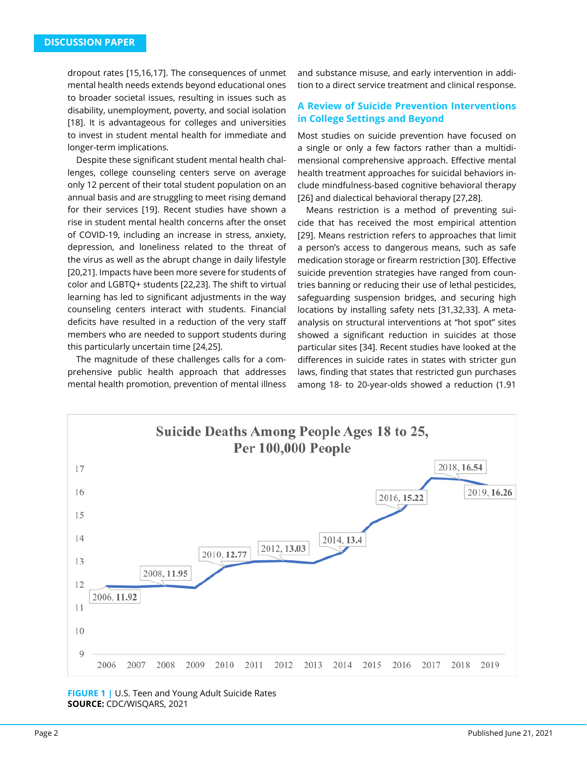dropout rates [15,16,17]. The consequences of unmet mental health needs extends beyond educational ones to broader societal issues, resulting in issues such as disability, unemployment, poverty, and social isolation [18]. It is advantageous for colleges and universities to invest in student mental health for immediate and longer-term implications.

Despite these significant student mental health challenges, college counseling centers serve on average only 12 percent of their total student population on an annual basis and are struggling to meet rising demand for their services [19]. Recent studies have shown a rise in student mental health concerns after the onset of COVID-19, including an increase in stress, anxiety, depression, and loneliness related to the threat of the virus as well as the abrupt change in daily lifestyle [20,21]. Impacts have been more severe for students of color and LGBTQ+ students [22,23]. The shift to virtual learning has led to significant adjustments in the way counseling centers interact with students. Financial deficits have resulted in a reduction of the very staff members who are needed to support students during this particularly uncertain time [24,25].

The magnitude of these challenges calls for a comprehensive public health approach that addresses mental health promotion, prevention of mental illness and substance misuse, and early intervention in addition to a direct service treatment and clinical response.

## A Review of Suicide Prevention Interventions in College Settings and Beyond

Most studies on suicide prevention have focused on a single or only a few factors rather than a multidimensional comprehensive approach. Effective mental health treatment approaches for suicidal behaviors include mindfulness-based cognitive behavioral therapy [26] and dialectical behavioral therapy [27,28].

Means restriction is a method of preventing suicide that has received the most empirical attention [29]. Means restriction refers to approaches that limit a person's access to dangerous means, such as safe medication storage or firearm restriction [30]. Effective suicide prevention strategies have ranged from countries banning or reducing their use of lethal pesticides, safeguarding suspension bridges, and securing high locations by installing safety nets [31,32,33]. A meta-analysis on structural interventions at "hot spot" sites showed a significant reduction in suicides at those particular sites [34]. Recent studies have looked at the differences in suicide rates in states with stricter gun laws, finding that states that restricted gun purchases among 18- to 20-year-olds showed a reduction (1.91

**Suicide Deaths Among People Ages 18 to 25, Per 100,000 People**

| Year | Rate |
|---|---|
| 2006 | 11.92 |
| 2008 | 11.95 |
| 2010 | 12.77 |
| 2012 | 13.03 |
| 2014 | 13.4 |
| 2016 | 15.22 |
| 2018 | 16.54 |
| 2019 | 16.26 |

**FIGURE 1** | U.S. Teen and Young Adult Suicide Rates
**SOURCE:** CDC/WISQARS, 2021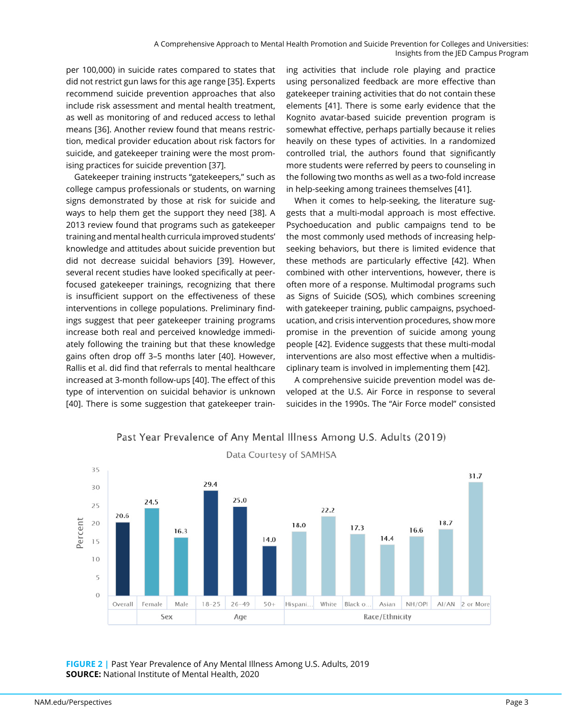per 100,000) in suicide rates compared to states that did not restrict gun laws for this age range [35]. Experts recommend suicide prevention approaches that also include risk assessment and mental health treatment, as well as monitoring of and reduced access to lethal means [36]. Another review found that means restriction, medical provider education about risk factors for suicide, and gatekeeper training were the most promising practices for suicide prevention [37].

Gatekeeper training instructs "gatekeepers," such as college campus professionals or students, on warning signs demonstrated by those at risk for suicide and ways to help them get the support they need [38]. A 2013 review found that programs such as gatekeeper training and mental health curricula improved students' knowledge and attitudes about suicide prevention but did not decrease suicidal behaviors [39]. However, several recent studies have looked specifically at peer-focused gatekeeper trainings, recognizing that there is insufficient support on the effectiveness of these interventions in college populations. Preliminary findings suggest that peer gatekeeper training programs increase both real and perceived knowledge immediately following the training but that these knowledge gains often drop off 3–5 months later [40]. However, Rallis et al. did find that referrals to mental healthcare increased at 3-month follow-ups [40]. The effect of this type of intervention on suicidal behavior is unknown [40]. There is some suggestion that gatekeeper training activities that include role playing and practice using personalized feedback are more effective than gatekeeper training activities that do not contain these elements [41]. There is some early evidence that the Kognito avatar-based suicide prevention program is somewhat effective, perhaps partially because it relies heavily on these types of activities. In a randomized controlled trial, the authors found that significantly more students were referred by peers to counseling in the following two months as well as a two-fold increase in help-seeking among trainees themselves [41].

When it comes to help-seeking, the literature suggests that a multi-modal approach is most effective. Psychoeducation and public campaigns tend to be the most commonly used methods of increasing help-seeking behaviors, but there is limited evidence that these methods are particularly effective [42]. When combined with other interventions, however, there is often more of a response. Multimodal programs such as Signs of Suicide (SOS), which combines screening with gatekeeper training, public campaigns, psychoeducation, and crisis intervention procedures, show more promise in the prevention of suicide among young people [42]. Evidence suggests that these multi-modal interventions are also most effective when a multidisciplinary team is involved in implementing them [42].

A comprehensive suicide prevention model was developed at the U.S. Air Force in response to several suicides in the 1990s. The "Air Force model" consisted

Past Year Prevalence of Any Mental Illness Among U.S. Adults (2019)

Data Courtesy of SAMHSA

| Group | Category | Percent |
|---|---|---|
| Overall | Overall | 20.6 |
| Sex | Female | 24.5 |
| | Male | 16.3 |
| Age | 18-25 | 29.4 |
| | 26-49 | 25.0 |
| | 50+ | 14.0 |
| Race/Ethnicity | Hispani... | 18.0 |
| | White | 22.2 |
| | Black o... | 17.3 |
| | Asian | 14.4 |
| | NH/OPI | 16.6 |
| | AI/AN | 18.7 |
| | 2 or More | 31.7 |

**FIGURE 2** | Past Year Prevalence of Any Mental Illness Among U.S. Adults, 2019
**SOURCE:** National Institute of Mental Health, 2020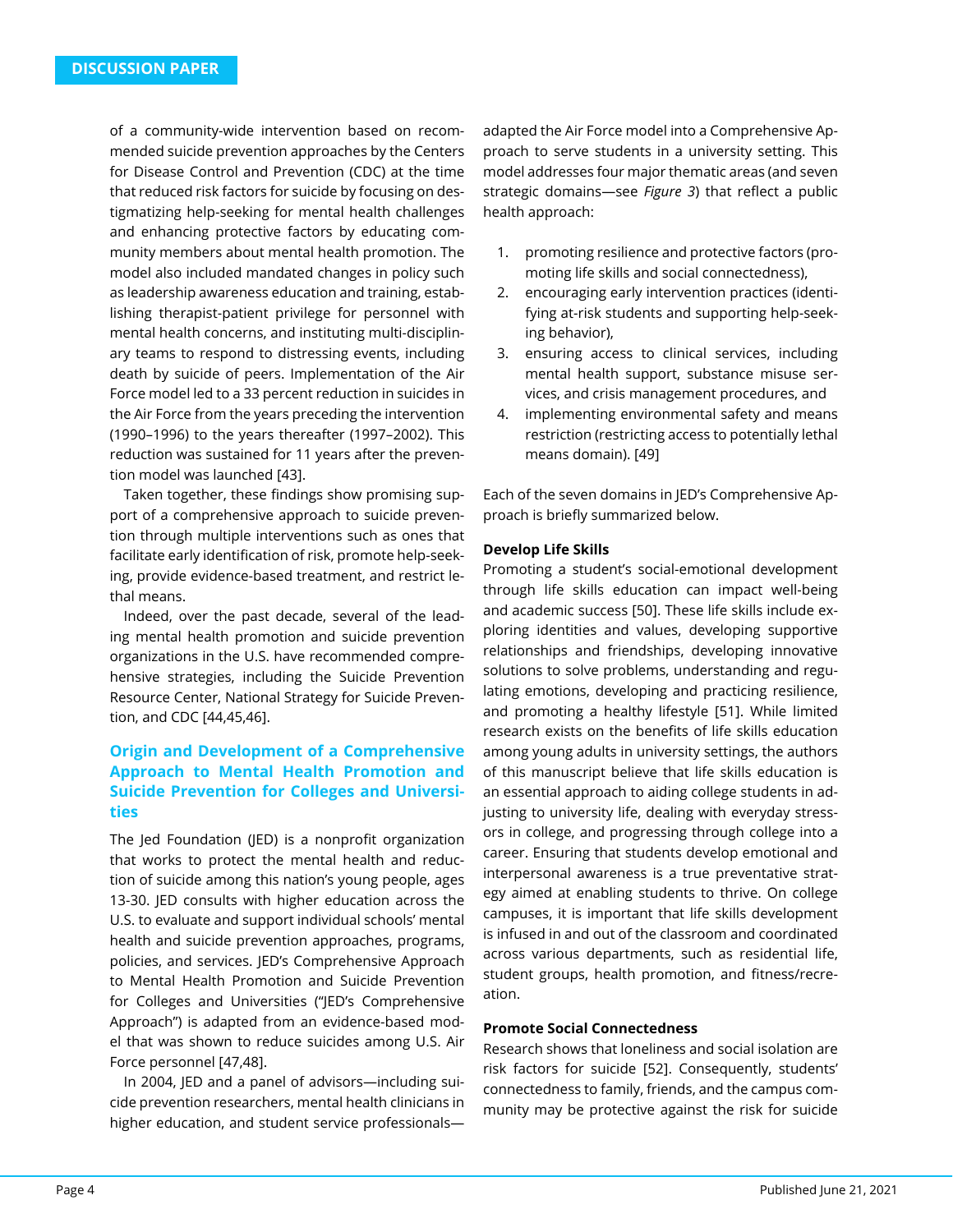of a community-wide intervention based on recommended suicide prevention approaches by the Centers for Disease Control and Prevention (CDC) at the time that reduced risk factors for suicide by focusing on destigmatizing help-seeking for mental health challenges and enhancing protective factors by educating community members about mental health promotion. The model also included mandated changes in policy such as leadership awareness education and training, establishing therapist-patient privilege for personnel with mental health concerns, and instituting multi-disciplinary teams to respond to distressing events, including death by suicide of peers. Implementation of the Air Force model led to a 33 percent reduction in suicides in the Air Force from the years preceding the intervention (1990–1996) to the years thereafter (1997–2002). This reduction was sustained for 11 years after the prevention model was launched [43].

Taken together, these findings show promising support of a comprehensive approach to suicide prevention through multiple interventions such as ones that facilitate early identification of risk, promote help-seeking, provide evidence-based treatment, and restrict lethal means.

Indeed, over the past decade, several of the leading mental health promotion and suicide prevention organizations in the U.S. have recommended comprehensive strategies, including the Suicide Prevention Resource Center, National Strategy for Suicide Prevention, and CDC [44,45,46].

## Origin and Development of a Comprehensive Approach to Mental Health Promotion and Suicide Prevention for Colleges and Universities

The Jed Foundation (JED) is a nonprofit organization that works to protect the mental health and reduction of suicide among this nation's young people, ages 13-30. JED consults with higher education across the U.S. to evaluate and support individual schools' mental health and suicide prevention approaches, programs, policies, and services. JED's Comprehensive Approach to Mental Health Promotion and Suicide Prevention for Colleges and Universities ("JED's Comprehensive Approach") is adapted from an evidence-based model that was shown to reduce suicides among U.S. Air Force personnel [47,48].

In 2004, JED and a panel of advisors—including suicide prevention researchers, mental health clinicians in higher education, and student service professionals—adapted the Air Force model into a Comprehensive Approach to serve students in a university setting. This model addresses four major thematic areas (and seven strategic domains—see *Figure 3*) that reflect a public health approach:

1. promoting resilience and protective factors (promoting life skills and social connectedness),
2. encouraging early intervention practices (identifying at-risk students and supporting help-seeking behavior),
3. ensuring access to clinical services, including mental health support, substance misuse services, and crisis management procedures, and
4. implementing environmental safety and means restriction (restricting access to potentially lethal means domain). [49]

Each of the seven domains in JED's Comprehensive Approach is briefly summarized below.

**Develop Life Skills**

Promoting a student's social-emotional development through life skills education can impact well-being and academic success [50]. These life skills include exploring identities and values, developing supportive relationships and friendships, developing innovative solutions to solve problems, understanding and regulating emotions, developing and practicing resilience, and promoting a healthy lifestyle [51]. While limited research exists on the benefits of life skills education among young adults in university settings, the authors of this manuscript believe that life skills education is an essential approach to aiding college students in adjusting to university life, dealing with everyday stressors in college, and progressing through college into a career. Ensuring that students develop emotional and interpersonal awareness is a true preventative strategy aimed at enabling students to thrive. On college campuses, it is important that life skills development is infused in and out of the classroom and coordinated across various departments, such as residential life, student groups, health promotion, and fitness/recreation.

**Promote Social Connectedness**

Research shows that loneliness and social isolation are risk factors for suicide [52]. Consequently, students' connectedness to family, friends, and the campus community may be protective against the risk for suicide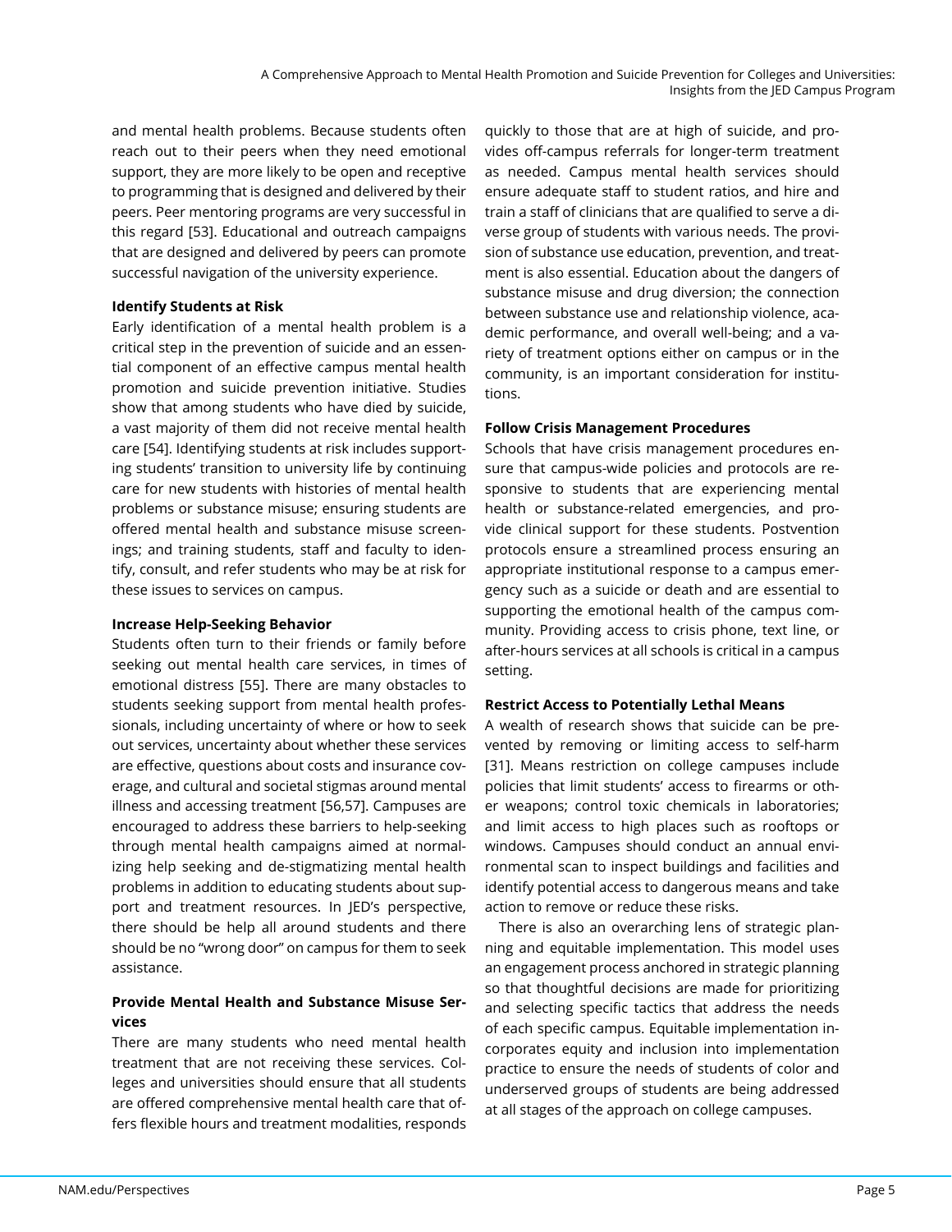and mental health problems. Because students often reach out to their peers when they need emotional support, they are more likely to be open and receptive to programming that is designed and delivered by their peers. Peer mentoring programs are very successful in this regard [53]. Educational and outreach campaigns that are designed and delivered by peers can promote successful navigation of the university experience.

**Identify Students at Risk**

Early identification of a mental health problem is a critical step in the prevention of suicide and an essential component of an effective campus mental health promotion and suicide prevention initiative. Studies show that among students who have died by suicide, a vast majority of them did not receive mental health care [54]. Identifying students at risk includes supporting students' transition to university life by continuing care for new students with histories of mental health problems or substance misuse; ensuring students are offered mental health and substance misuse screenings; and training students, staff and faculty to identify, consult, and refer students who may be at risk for these issues to services on campus.

**Increase Help-Seeking Behavior**

Students often turn to their friends or family before seeking out mental health care services, in times of emotional distress [55]. There are many obstacles to students seeking support from mental health professionals, including uncertainty of where or how to seek out services, uncertainty about whether these services are effective, questions about costs and insurance coverage, and cultural and societal stigmas around mental illness and accessing treatment [56,57]. Campuses are encouraged to address these barriers to help-seeking through mental health campaigns aimed at normalizing help seeking and de-stigmatizing mental health problems in addition to educating students about support and treatment resources. In JED's perspective, there should be help all around students and there should be no "wrong door" on campus for them to seek assistance.

**Provide Mental Health and Substance Misuse Services**

There are many students who need mental health treatment that are not receiving these services. Colleges and universities should ensure that all students are offered comprehensive mental health care that offers flexible hours and treatment modalities, responds quickly to those that are at high of suicide, and provides off-campus referrals for longer-term treatment as needed. Campus mental health services should ensure adequate staff to student ratios, and hire and train a staff of clinicians that are qualified to serve a diverse group of students with various needs. The provision of substance use education, prevention, and treatment is also essential. Education about the dangers of substance misuse and drug diversion; the connection between substance use and relationship violence, academic performance, and overall well-being; and a variety of treatment options either on campus or in the community, is an important consideration for institutions.

**Follow Crisis Management Procedures**

Schools that have crisis management procedures ensure that campus-wide policies and protocols are responsive to students that are experiencing mental health or substance-related emergencies, and provide clinical support for these students. Postvention protocols ensure a streamlined process ensuring an appropriate institutional response to a campus emergency such as a suicide or death and are essential to supporting the emotional health of the campus community. Providing access to crisis phone, text line, or after-hours services at all schools is critical in a campus setting.

**Restrict Access to Potentially Lethal Means**

A wealth of research shows that suicide can be prevented by removing or limiting access to self-harm [31]. Means restriction on college campuses include policies that limit students' access to firearms or other weapons; control toxic chemicals in laboratories; and limit access to high places such as rooftops or windows. Campuses should conduct an annual environmental scan to inspect buildings and facilities and identify potential access to dangerous means and take action to remove or reduce these risks.

There is also an overarching lens of strategic planning and equitable implementation. This model uses an engagement process anchored in strategic planning so that thoughtful decisions are made for prioritizing and selecting specific tactics that address the needs of each specific campus. Equitable implementation incorporates equity and inclusion into implementation practice to ensure the needs of students of color and underserved groups of students are being addressed at all stages of the approach on college campuses.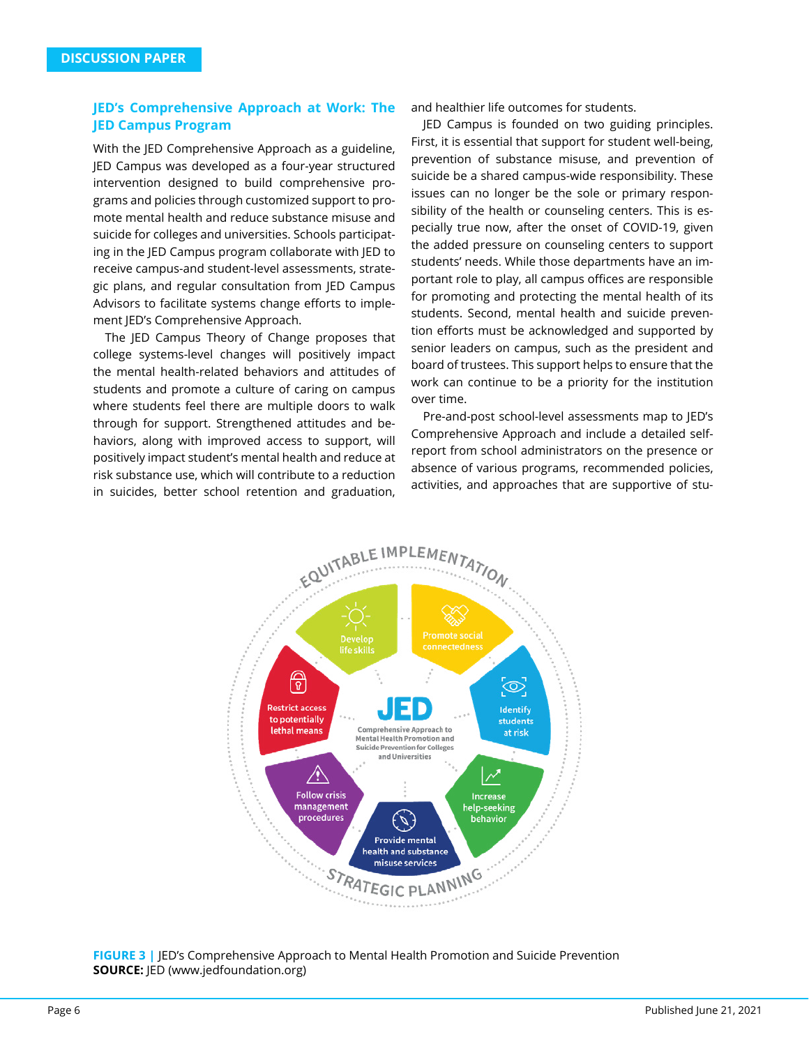## JED's Comprehensive Approach at Work: The JED Campus Program

With the JED Comprehensive Approach as a guideline, JED Campus was developed as a four-year structured intervention designed to build comprehensive programs and policies through customized support to promote mental health and reduce substance misuse and suicide for colleges and universities. Schools participating in the JED Campus program collaborate with JED to receive campus-and student-level assessments, strategic plans, and regular consultation from JED Campus Advisors to facilitate systems change efforts to implement JED's Comprehensive Approach.

The JED Campus Theory of Change proposes that college systems-level changes will positively impact the mental health-related behaviors and attitudes of students and promote a culture of caring on campus where students feel there are multiple doors to walk through for support. Strengthened attitudes and behaviors, along with improved access to support, will positively impact student's mental health and reduce at risk substance use, which will contribute to a reduction in suicides, better school retention and graduation, and healthier life outcomes for students.

JED Campus is founded on two guiding principles. First, it is essential that support for student well-being, prevention of substance misuse, and prevention of suicide be a shared campus-wide responsibility. These issues can no longer be the sole or primary responsibility of the health or counseling centers. This is especially true now, after the onset of COVID-19, given the added pressure on counseling centers to support students' needs. While those departments have an important role to play, all campus offices are responsible for promoting and protecting the mental health of its students. Second, mental health and suicide prevention efforts must be acknowledged and supported by senior leaders on campus, such as the president and board of trustees. This support helps to ensure that the work can continue to be a priority for the institution over time.

Pre-and-post school-level assessments map to JED's Comprehensive Approach and include a detailed self-report from school administrators on the presence or absence of various programs, recommended policies, activities, and approaches that are supportive of stu-

**FIGURE 3** | JED's Comprehensive Approach to Mental Health Promotion and Suicide Prevention
**SOURCE:** JED (www.jedfoundation.org)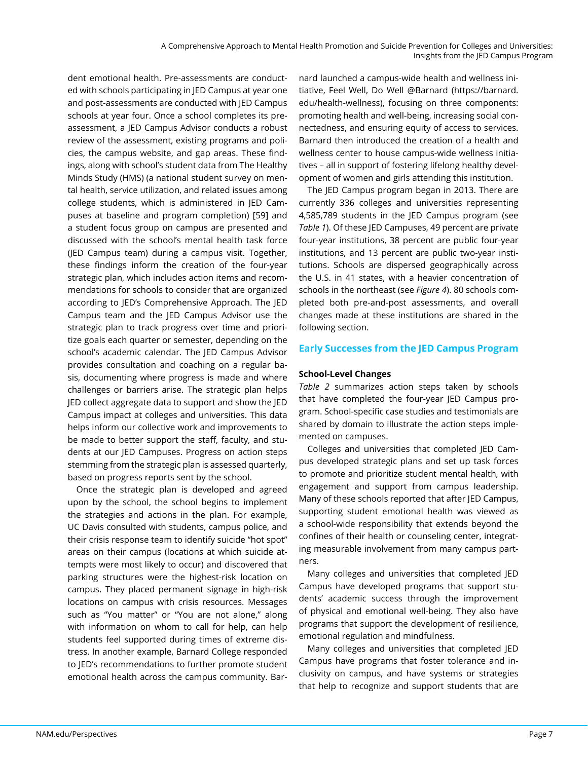dent emotional health. Pre-assessments are conducted with schools participating in JED Campus at year one and post-assessments are conducted with JED Campus schools at year four. Once a school completes its pre-assessment, a JED Campus Advisor conducts a robust review of the assessment, existing programs and policies, the campus website, and gap areas. These findings, along with school's student data from The Healthy Minds Study (HMS) (a national student survey on mental health, service utilization, and related issues among college students, which is administered in JED Campuses at baseline and program completion) [59] and a student focus group on campus are presented and discussed with the school's mental health task force (JED Campus team) during a campus visit. Together, these findings inform the creation of the four-year strategic plan, which includes action items and recommendations for schools to consider that are organized according to JED's Comprehensive Approach. The JED Campus team and the JED Campus Advisor use the strategic plan to track progress over time and prioritize goals each quarter or semester, depending on the school's academic calendar. The JED Campus Advisor provides consultation and coaching on a regular basis, documenting where progress is made and where challenges or barriers arise. The strategic plan helps JED collect aggregate data to support and show the JED Campus impact at colleges and universities. This data helps inform our collective work and improvements to be made to better support the staff, faculty, and students at our JED Campuses. Progress on action steps stemming from the strategic plan is assessed quarterly, based on progress reports sent by the school.

Once the strategic plan is developed and agreed upon by the school, the school begins to implement the strategies and actions in the plan. For example, UC Davis consulted with students, campus police, and their crisis response team to identify suicide "hot spot" areas on their campus (locations at which suicide attempts were most likely to occur) and discovered that parking structures were the highest-risk location on campus. They placed permanent signage in high-risk locations on campus with crisis resources. Messages such as "You matter" or "You are not alone," along with information on whom to call for help, can help students feel supported during times of extreme distress. In another example, Barnard College responded to JED's recommendations to further promote student emotional health across the campus community. Barnard launched a campus-wide health and wellness initiative, Feel Well, Do Well @Barnard (https://barnard.edu/health-wellness), focusing on three components: promoting health and well-being, increasing social connectedness, and ensuring equity of access to services. Barnard then introduced the creation of a health and wellness center to house campus-wide wellness initiatives – all in support of fostering lifelong healthy development of women and girls attending this institution.

The JED Campus program began in 2013. There are currently 336 colleges and universities representing 4,585,789 students in the JED Campus program (see *Table 1*). Of these JED Campuses, 49 percent are private four-year institutions, 38 percent are public four-year institutions, and 13 percent are public two-year institutions. Schools are dispersed geographically across the U.S. in 41 states, with a heavier concentration of schools in the northeast (see *Figure 4*). 80 schools completed both pre-and-post assessments, and overall changes made at these institutions are shared in the following section.

## Early Successes from the JED Campus Program

### School-Level Changes

*Table 2* summarizes action steps taken by schools that have completed the four-year JED Campus program. School-specific case studies and testimonials are shared by domain to illustrate the action steps implemented on campuses.

Colleges and universities that completed JED Campus developed strategic plans and set up task forces to promote and prioritize student mental health, with engagement and support from campus leadership. Many of these schools reported that after JED Campus, supporting student emotional health was viewed as a school-wide responsibility that extends beyond the confines of their health or counseling center, integrating measurable involvement from many campus partners.

Many colleges and universities that completed JED Campus have developed programs that support students' academic success through the improvement of physical and emotional well-being. They also have programs that support the development of resilience, emotional regulation and mindfulness.

Many colleges and universities that completed JED Campus have programs that foster tolerance and inclusivity on campus, and have systems or strategies that help to recognize and support students that are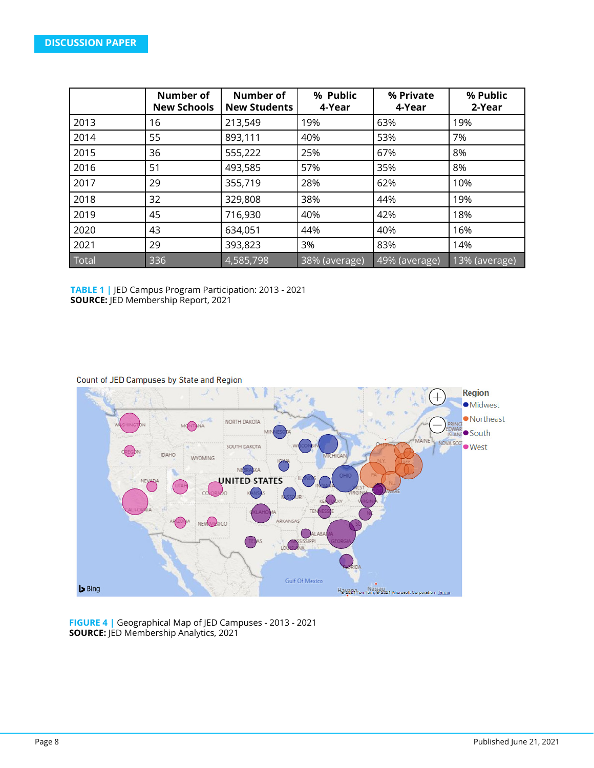DISCUSSION PAPER

| | Number of New Schools | Number of New Students | % Public 4-Year | % Private 4-Year | % Public 2-Year |
|---|---|---|---|---|---|
| 2013 | 16 | 213,549 | 19% | 63% | 19% |
| 2014 | 55 | 893,111 | 40% | 53% | 7% |
| 2015 | 36 | 555,222 | 25% | 67% | 8% |
| 2016 | 51 | 493,585 | 57% | 35% | 8% |
| 2017 | 29 | 355,719 | 28% | 62% | 10% |
| 2018 | 32 | 329,808 | 38% | 44% | 19% |
| 2019 | 45 | 716,930 | 40% | 42% | 18% |
| 2020 | 43 | 634,051 | 44% | 40% | 16% |
| 2021 | 29 | 393,823 | 3% | 83% | 14% |
| Total | 336 | 4,585,798 | 38% (average) | 49% (average) | 13% (average) |

**TABLE 1** | JED Campus Program Participation: 2013 - 2021
**SOURCE:** JED Membership Report, 2021

Count of JED Campuses by State and Region

**FIGURE 4** | Geographical Map of JED Campuses - 2013 - 2021
**SOURCE:** JED Membership Analytics, 2021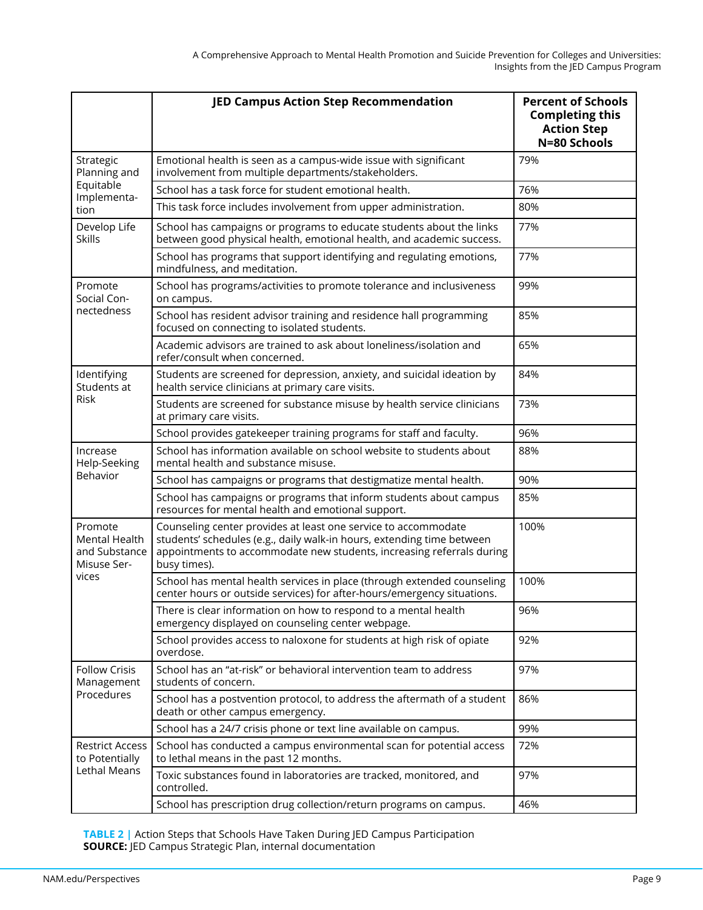| | JED Campus Action Step Recommendation | Percent of Schools Completing this Action Step N=80 Schools |
|---|---|---|
| Strategic Planning and Equitable Implementation | Emotional health is seen as a campus-wide issue with significant involvement from multiple departments/stakeholders. | 79% |
| | School has a task force for student emotional health. | 76% |
| | This task force includes involvement from upper administration. | 80% |
| Develop Life Skills | School has campaigns or programs to educate students about the links between good physical health, emotional health, and academic success. | 77% |
| | School has programs that support identifying and regulating emotions, mindfulness, and meditation. | 77% |
| Promote Social Connectedness | School has programs/activities to promote tolerance and inclusiveness on campus. | 99% |
| | School has resident advisor training and residence hall programming focused on connecting to isolated students. | 85% |
| | Academic advisors are trained to ask about loneliness/isolation and refer/consult when concerned. | 65% |
| Identifying Students at Risk | Students are screened for depression, anxiety, and suicidal ideation by health service clinicians at primary care visits. | 84% |
| | Students are screened for substance misuse by health service clinicians at primary care visits. | 73% |
| | School provides gatekeeper training programs for staff and faculty. | 96% |
| Increase Help-Seeking Behavior | School has information available on school website to students about mental health and substance misuse. | 88% |
| | School has campaigns or programs that destigmatize mental health. | 90% |
| | School has campaigns or programs that inform students about campus resources for mental health and emotional support. | 85% |
| Promote Mental Health and Substance Misuse Services | Counseling center provides at least one service to accommodate students' schedules (e.g., daily walk-in hours, extending time between appointments to accommodate new students, increasing referrals during busy times). | 100% |
| | School has mental health services in place (through extended counseling center hours or outside services) for after-hours/emergency situations. | 100% |
| | There is clear information on how to respond to a mental health emergency displayed on counseling center webpage. | 96% |
| | School provides access to naloxone for students at high risk of opiate overdose. | 92% |
| Follow Crisis Management Procedures | School has an "at-risk" or behavioral intervention team to address students of concern. | 97% |
| | School has a postvention protocol, to address the aftermath of a student death or other campus emergency. | 86% |
| | School has a 24/7 crisis phone or text line available on campus. | 99% |
| Restrict Access to Potentially Lethal Means | School has conducted a campus environmental scan for potential access to lethal means in the past 12 months. | 72% |
| | Toxic substances found in laboratories are tracked, monitored, and controlled. | 97% |
| | School has prescription drug collection/return programs on campus. | 46% |

**TABLE 2** | Action Steps that Schools Have Taken During JED Campus Participation
**SOURCE:** JED Campus Strategic Plan, internal documentation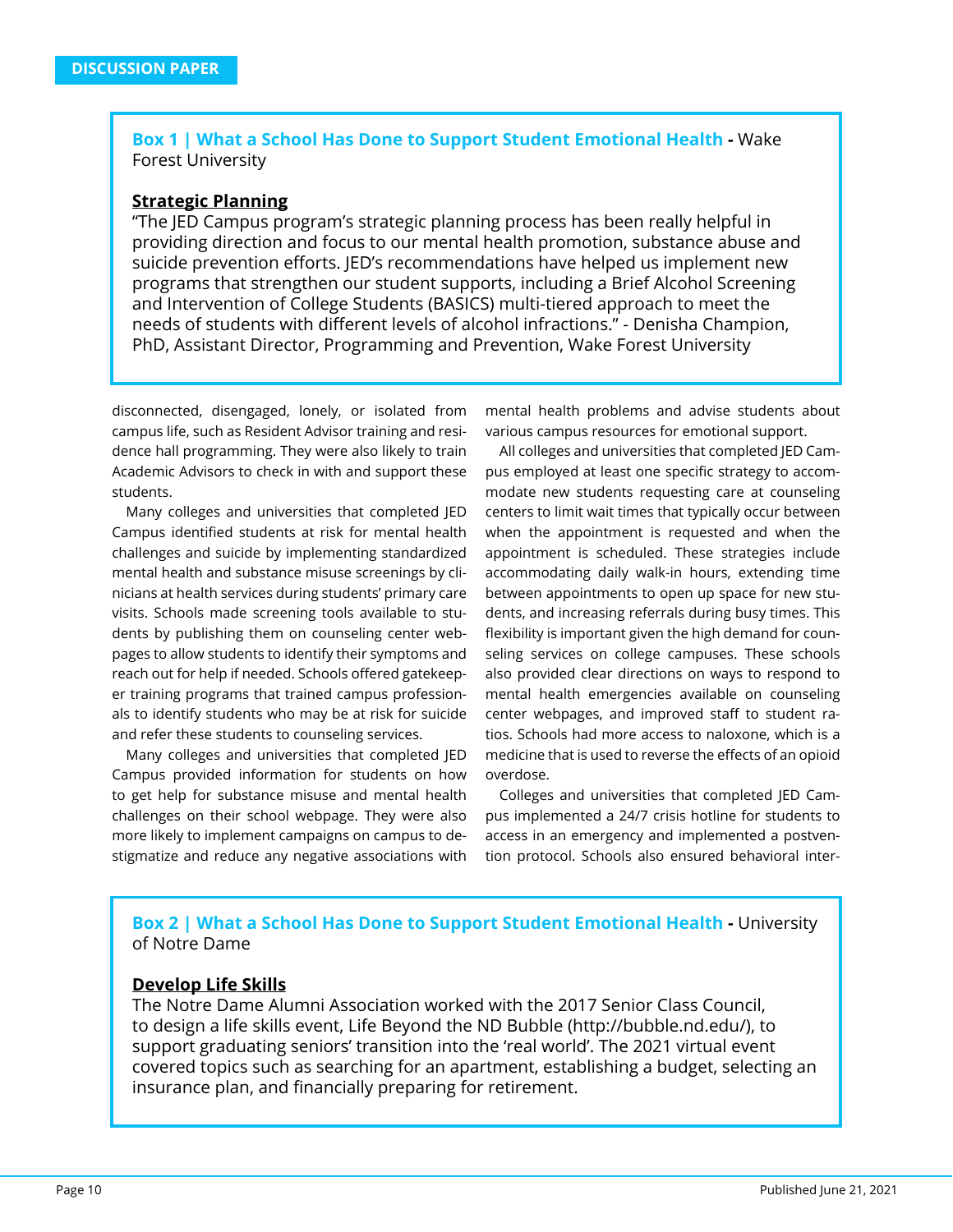**Box 1 | What a School Has Done to Support Student Emotional Health -** Wake Forest University

**Strategic Planning**

"The JED Campus program's strategic planning process has been really helpful in providing direction and focus to our mental health promotion, substance abuse and suicide prevention efforts. JED's recommendations have helped us implement new programs that strengthen our student supports, including a Brief Alcohol Screening and Intervention of College Students (BASICS) multi-tiered approach to meet the needs of students with different levels of alcohol infractions." - Denisha Champion, PhD, Assistant Director, Programming and Prevention, Wake Forest University

disconnected, disengaged, lonely, or isolated from campus life, such as Resident Advisor training and residence hall programming. They were also likely to train Academic Advisors to check in with and support these students.

Many colleges and universities that completed JED Campus identified students at risk for mental health challenges and suicide by implementing standardized mental health and substance misuse screenings by clinicians at health services during students' primary care visits. Schools made screening tools available to students by publishing them on counseling center webpages to allow students to identify their symptoms and reach out for help if needed. Schools offered gatekeeper training programs that trained campus professionals to identify students who may be at risk for suicide and refer these students to counseling services.

Many colleges and universities that completed JED Campus provided information for students on how to get help for substance misuse and mental health challenges on their school webpage. They were also more likely to implement campaigns on campus to destigmatize and reduce any negative associations with mental health problems and advise students about various campus resources for emotional support.

All colleges and universities that completed JED Campus employed at least one specific strategy to accommodate new students requesting care at counseling centers to limit wait times that typically occur between when the appointment is requested and when the appointment is scheduled. These strategies include accommodating daily walk-in hours, extending time between appointments to open up space for new students, and increasing referrals during busy times. This flexibility is important given the high demand for counseling services on college campuses. These schools also provided clear directions on ways to respond to mental health emergencies available on counseling center webpages, and improved staff to student ratios. Schools had more access to naloxone, which is a medicine that is used to reverse the effects of an opioid overdose.

Colleges and universities that completed JED Campus implemented a 24/7 crisis hotline for students to access in an emergency and implemented a postvention protocol. Schools also ensured behavioral inter-

**Box 2 | What a School Has Done to Support Student Emotional Health -** University of Notre Dame

**Develop Life Skills**

The Notre Dame Alumni Association worked with the 2017 Senior Class Council, to design a life skills event, Life Beyond the ND Bubble (http://bubble.nd.edu/), to support graduating seniors' transition into the 'real world'. The 2021 virtual event covered topics such as searching for an apartment, establishing a budget, selecting an insurance plan, and financially preparing for retirement.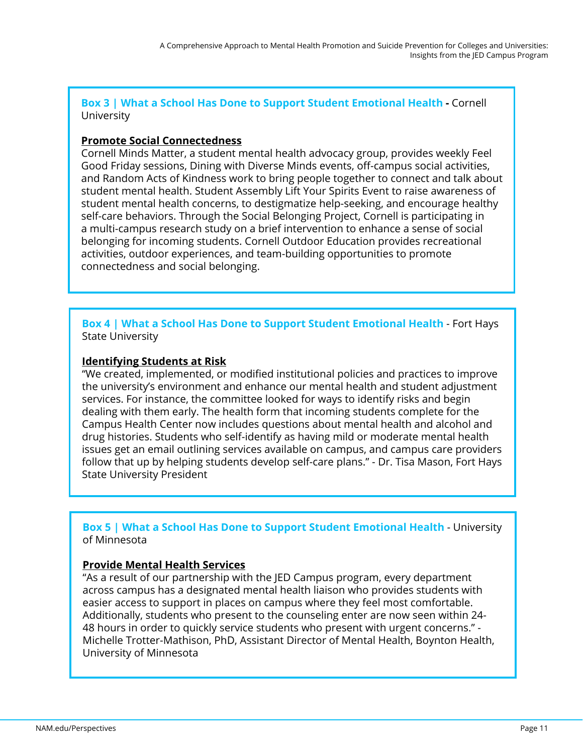**Box 3 | What a School Has Done to Support Student Emotional Health -** Cornell University

**Promote Social Connectedness**

Cornell Minds Matter, a student mental health advocacy group, provides weekly Feel Good Friday sessions, Dining with Diverse Minds events, off-campus social activities, and Random Acts of Kindness work to bring people together to connect and talk about student mental health. Student Assembly Lift Your Spirits Event to raise awareness of student mental health concerns, to destigmatize help-seeking, and encourage healthy self-care behaviors. Through the Social Belonging Project, Cornell is participating in a multi-campus research study on a brief intervention to enhance a sense of social belonging for incoming students. Cornell Outdoor Education provides recreational activities, outdoor experiences, and team-building opportunities to promote connectedness and social belonging.

**Box 4 | What a School Has Done to Support Student Emotional Health** - Fort Hays State University

**Identifying Students at Risk**

"We created, implemented, or modified institutional policies and practices to improve the university's environment and enhance our mental health and student adjustment services. For instance, the committee looked for ways to identify risks and begin dealing with them early. The health form that incoming students complete for the Campus Health Center now includes questions about mental health and alcohol and drug histories. Students who self-identify as having mild or moderate mental health issues get an email outlining services available on campus, and campus care providers follow that up by helping students develop self-care plans." - Dr. Tisa Mason, Fort Hays State University President

**Box 5 | What a School Has Done to Support Student Emotional Health** - University of Minnesota

**Provide Mental Health Services**

"As a result of our partnership with the JED Campus program, every department across campus has a designated mental health liaison who provides students with easier access to support in places on campus where they feel most comfortable. Additionally, students who present to the counseling enter are now seen within 24-48 hours in order to quickly service students who present with urgent concerns." - Michelle Trotter-Mathison, PhD, Assistant Director of Mental Health, Boynton Health, University of Minnesota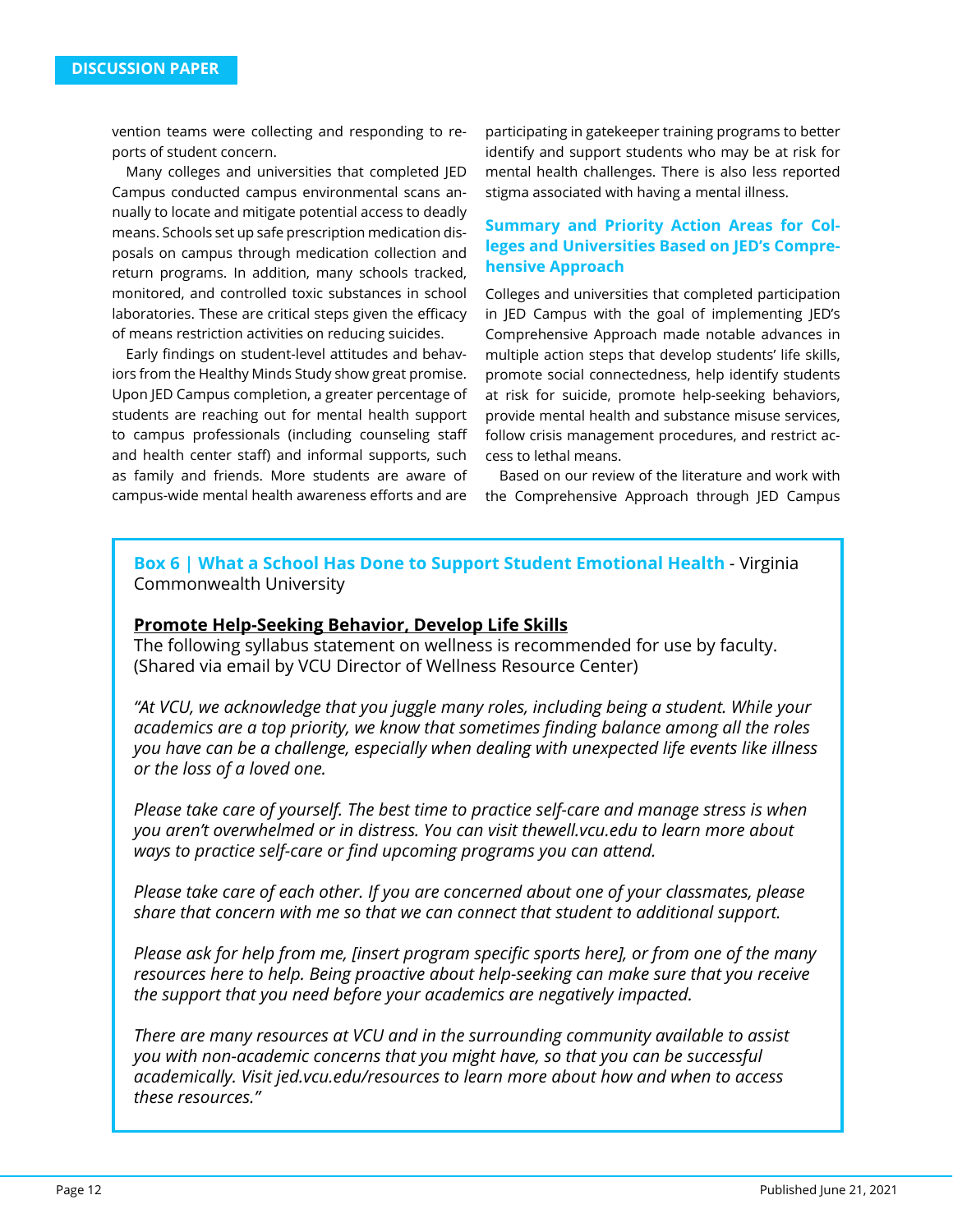vention teams were collecting and responding to reports of student concern.

Many colleges and universities that completed JED Campus conducted campus environmental scans annually to locate and mitigate potential access to deadly means. Schools set up safe prescription medication disposals on campus through medication collection and return programs. In addition, many schools tracked, monitored, and controlled toxic substances in school laboratories. These are critical steps given the efficacy of means restriction activities on reducing suicides.

Early findings on student-level attitudes and behaviors from the Healthy Minds Study show great promise. Upon JED Campus completion, a greater percentage of students are reaching out for mental health support to campus professionals (including counseling staff and health center staff) and informal supports, such as family and friends. More students are aware of campus-wide mental health awareness efforts and are participating in gatekeeper training programs to better identify and support students who may be at risk for mental health challenges. There is also less reported stigma associated with having a mental illness.

### Summary and Priority Action Areas for Colleges and Universities Based on JED's Comprehensive Approach

Colleges and universities that completed participation in JED Campus with the goal of implementing JED's Comprehensive Approach made notable advances in multiple action steps that develop students' life skills, promote social connectedness, help identify students at risk for suicide, promote help-seeking behaviors, provide mental health and substance misuse services, follow crisis management procedures, and restrict access to lethal means.

Based on our review of the literature and work with the Comprehensive Approach through JED Campus

---

**Box 6 | What a School Has Done to Support Student Emotional Health** - Virginia Commonwealth University

**Promote Help-Seeking Behavior, Develop Life Skills**

The following syllabus statement on wellness is recommended for use by faculty. (Shared via email by VCU Director of Wellness Resource Center)

*"At VCU, we acknowledge that you juggle many roles, including being a student. While your academics are a top priority, we know that sometimes finding balance among all the roles you have can be a challenge, especially when dealing with unexpected life events like illness or the loss of a loved one.*

*Please take care of yourself. The best time to practice self-care and manage stress is when you aren't overwhelmed or in distress. You can visit thewell.vcu.edu to learn more about ways to practice self-care or find upcoming programs you can attend.*

*Please take care of each other. If you are concerned about one of your classmates, please share that concern with me so that we can connect that student to additional support.*

*Please ask for help from me, [insert program specific sports here], or from one of the many resources here to help. Being proactive about help-seeking can make sure that you receive the support that you need before your academics are negatively impacted.*

*There are many resources at VCU and in the surrounding community available to assist you with non-academic concerns that you might have, so that you can be successful academically. Visit jed.vcu.edu/resources to learn more about how and when to access these resources."*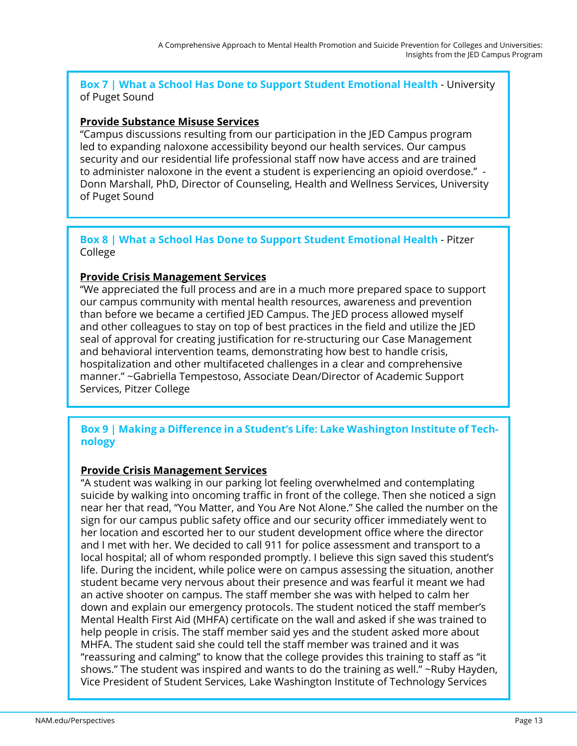**Box 7 | What a School Has Done to Support Student Emotional Health** - University of Puget Sound

**Provide Substance Misuse Services**

"Campus discussions resulting from our participation in the JED Campus program led to expanding naloxone accessibility beyond our health services. Our campus security and our residential life professional staff now have access and are trained to administer naloxone in the event a student is experiencing an opioid overdose." - Donn Marshall, PhD, Director of Counseling, Health and Wellness Services, University of Puget Sound

**Box 8 | What a School Has Done to Support Student Emotional Health** - Pitzer College

**Provide Crisis Management Services**

"We appreciated the full process and are in a much more prepared space to support our campus community with mental health resources, awareness and prevention than before we became a certified JED Campus. The JED process allowed myself and other colleagues to stay on top of best practices in the field and utilize the JED seal of approval for creating justification for re-structuring our Case Management and behavioral intervention teams, demonstrating how best to handle crisis, hospitalization and other multifaceted challenges in a clear and comprehensive manner." ~Gabriella Tempestoso, Associate Dean/Director of Academic Support Services, Pitzer College

**Box 9 | Making a Difference in a Student's Life: Lake Washington Institute of Technology**

**Provide Crisis Management Services**

"A student was walking in our parking lot feeling overwhelmed and contemplating suicide by walking into oncoming traffic in front of the college. Then she noticed a sign near her that read, "You Matter, and You Are Not Alone." She called the number on the sign for our campus public safety office and our security officer immediately went to her location and escorted her to our student development office where the director and I met with her. We decided to call 911 for police assessment and transport to a local hospital; all of whom responded promptly. I believe this sign saved this student's life. During the incident, while police were on campus assessing the situation, another student became very nervous about their presence and was fearful it meant we had an active shooter on campus. The staff member she was with helped to calm her down and explain our emergency protocols. The student noticed the staff member's Mental Health First Aid (MHFA) certificate on the wall and asked if she was trained to help people in crisis. The staff member said yes and the student asked more about MHFA. The student said she could tell the staff member was trained and it was "reassuring and calming" to know that the college provides this training to staff as "it shows." The student was inspired and wants to do the training as well." ~Ruby Hayden, Vice President of Student Services, Lake Washington Institute of Technology Services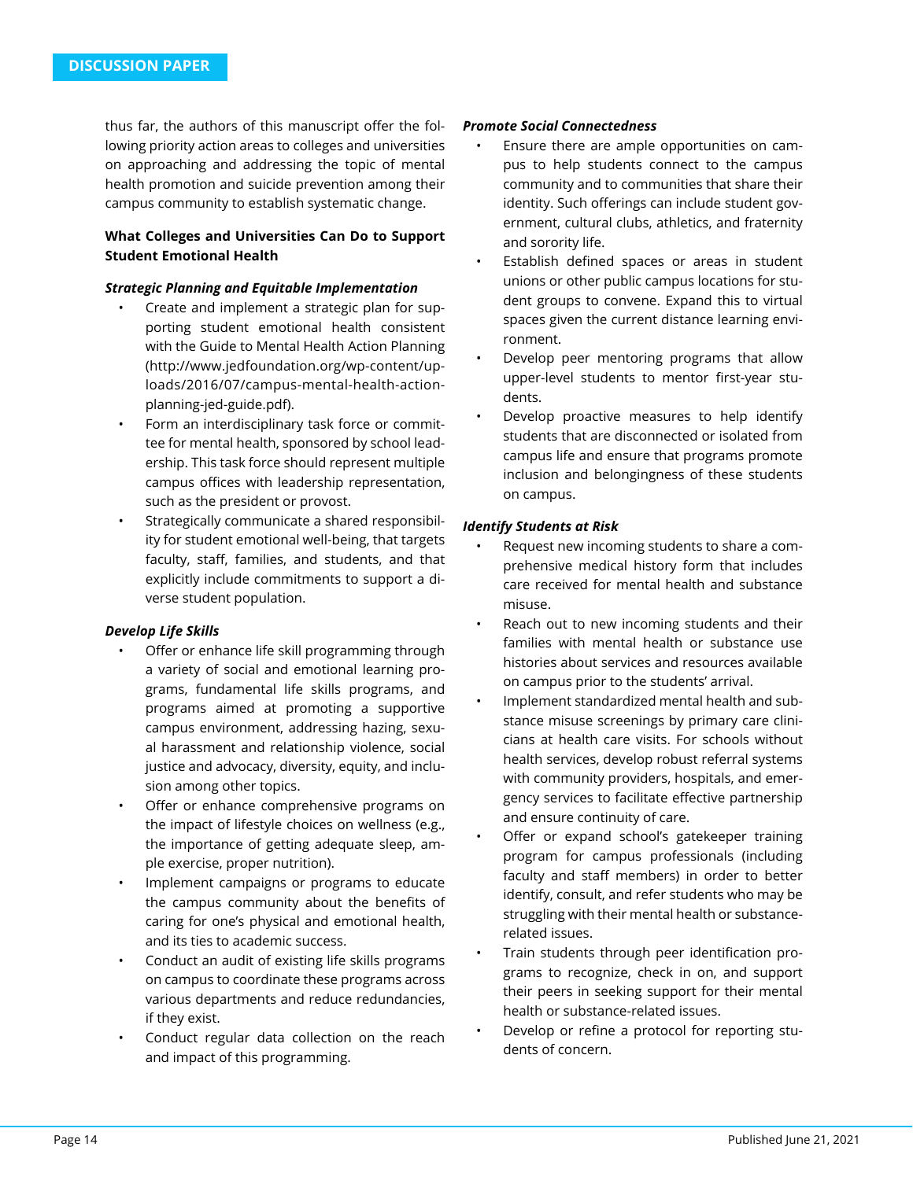thus far, the authors of this manuscript offer the following priority action areas to colleges and universities on approaching and addressing the topic of mental health promotion and suicide prevention among their campus community to establish systematic change.

**What Colleges and Universities Can Do to Support Student Emotional Health**

***Strategic Planning and Equitable Implementation***

- Create and implement a strategic plan for supporting student emotional health consistent with the Guide to Mental Health Action Planning (http://www.jedfoundation.org/wp-content/uploads/2016/07/campus-mental-health-action-planning-jed-guide.pdf).
- Form an interdisciplinary task force or committee for mental health, sponsored by school leadership. This task force should represent multiple campus offices with leadership representation, such as the president or provost.
- Strategically communicate a shared responsibility for student emotional well-being, that targets faculty, staff, families, and students, and that explicitly include commitments to support a diverse student population.

***Develop Life Skills***

- Offer or enhance life skill programming through a variety of social and emotional learning programs, fundamental life skills programs, and programs aimed at promoting a supportive campus environment, addressing hazing, sexual harassment and relationship violence, social justice and advocacy, diversity, equity, and inclusion among other topics.
- Offer or enhance comprehensive programs on the impact of lifestyle choices on wellness (e.g., the importance of getting adequate sleep, ample exercise, proper nutrition).
- Implement campaigns or programs to educate the campus community about the benefits of caring for one's physical and emotional health, and its ties to academic success.
- Conduct an audit of existing life skills programs on campus to coordinate these programs across various departments and reduce redundancies, if they exist.
- Conduct regular data collection on the reach and impact of this programming.

***Promote Social Connectedness***

- Ensure there are ample opportunities on campus to help students connect to the campus community and to communities that share their identity. Such offerings can include student government, cultural clubs, athletics, and fraternity and sorority life.
- Establish defined spaces or areas in student unions or other public campus locations for student groups to convene. Expand this to virtual spaces given the current distance learning environment.
- Develop peer mentoring programs that allow upper-level students to mentor first-year students.
- Develop proactive measures to help identify students that are disconnected or isolated from campus life and ensure that programs promote inclusion and belongingness of these students on campus.

***Identify Students at Risk***

- Request new incoming students to share a comprehensive medical history form that includes care received for mental health and substance misuse.
- Reach out to new incoming students and their families with mental health or substance use histories about services and resources available on campus prior to the students' arrival.
- Implement standardized mental health and substance misuse screenings by primary care clinicians at health care visits. For schools without health services, develop robust referral systems with community providers, hospitals, and emergency services to facilitate effective partnership and ensure continuity of care.
- Offer or expand school's gatekeeper training program for campus professionals (including faculty and staff members) in order to better identify, consult, and refer students who may be struggling with their mental health or substance-related issues.
- Train students through peer identification programs to recognize, check in on, and support their peers in seeking support for their mental health or substance-related issues.
- Develop or refine a protocol for reporting students of concern.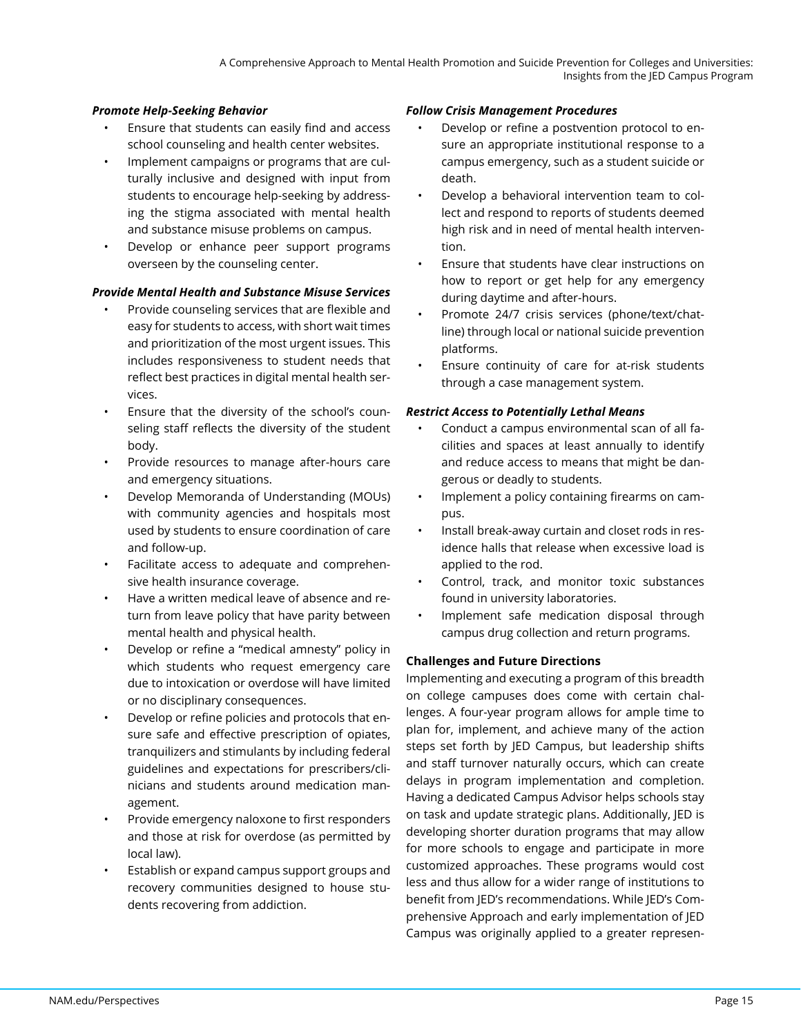*Promote Help-Seeking Behavior*

- Ensure that students can easily find and access school counseling and health center websites.
- Implement campaigns or programs that are culturally inclusive and designed with input from students to encourage help-seeking by addressing the stigma associated with mental health and substance misuse problems on campus.
- Develop or enhance peer support programs overseen by the counseling center.

*Provide Mental Health and Substance Misuse Services*

- Provide counseling services that are flexible and easy for students to access, with short wait times and prioritization of the most urgent issues. This includes responsiveness to student needs that reflect best practices in digital mental health services.
- Ensure that the diversity of the school's counseling staff reflects the diversity of the student body.
- Provide resources to manage after-hours care and emergency situations.
- Develop Memoranda of Understanding (MOUs) with community agencies and hospitals most used by students to ensure coordination of care and follow-up.
- Facilitate access to adequate and comprehensive health insurance coverage.
- Have a written medical leave of absence and return from leave policy that have parity between mental health and physical health.
- Develop or refine a "medical amnesty" policy in which students who request emergency care due to intoxication or overdose will have limited or no disciplinary consequences.
- Develop or refine policies and protocols that ensure safe and effective prescription of opiates, tranquilizers and stimulants by including federal guidelines and expectations for prescribers/clinicians and students around medication management.
- Provide emergency naloxone to first responders and those at risk for overdose (as permitted by local law).
- Establish or expand campus support groups and recovery communities designed to house students recovering from addiction.

*Follow Crisis Management Procedures*

- Develop or refine a postvention protocol to ensure an appropriate institutional response to a campus emergency, such as a student suicide or death.
- Develop a behavioral intervention team to collect and respond to reports of students deemed high risk and in need of mental health intervention.
- Ensure that students have clear instructions on how to report or get help for any emergency during daytime and after-hours.
- Promote 24/7 crisis services (phone/text/chatline) through local or national suicide prevention platforms.
- Ensure continuity of care for at-risk students through a case management system.

*Restrict Access to Potentially Lethal Means*

- Conduct a campus environmental scan of all facilities and spaces at least annually to identify and reduce access to means that might be dangerous or deadly to students.
- Implement a policy containing firearms on campus.
- Install break-away curtain and closet rods in residence halls that release when excessive load is applied to the rod.
- Control, track, and monitor toxic substances found in university laboratories.
- Implement safe medication disposal through campus drug collection and return programs.

**Challenges and Future Directions**

Implementing and executing a program of this breadth on college campuses does come with certain challenges. A four-year program allows for ample time to plan for, implement, and achieve many of the action steps set forth by JED Campus, but leadership shifts and staff turnover naturally occurs, which can create delays in program implementation and completion. Having a dedicated Campus Advisor helps schools stay on task and update strategic plans. Additionally, JED is developing shorter duration programs that may allow for more schools to engage and participate in more customized approaches. These programs would cost less and thus allow for a wider range of institutions to benefit from JED's recommendations. While JED's Comprehensive Approach and early implementation of JED Campus was originally applied to a greater represen-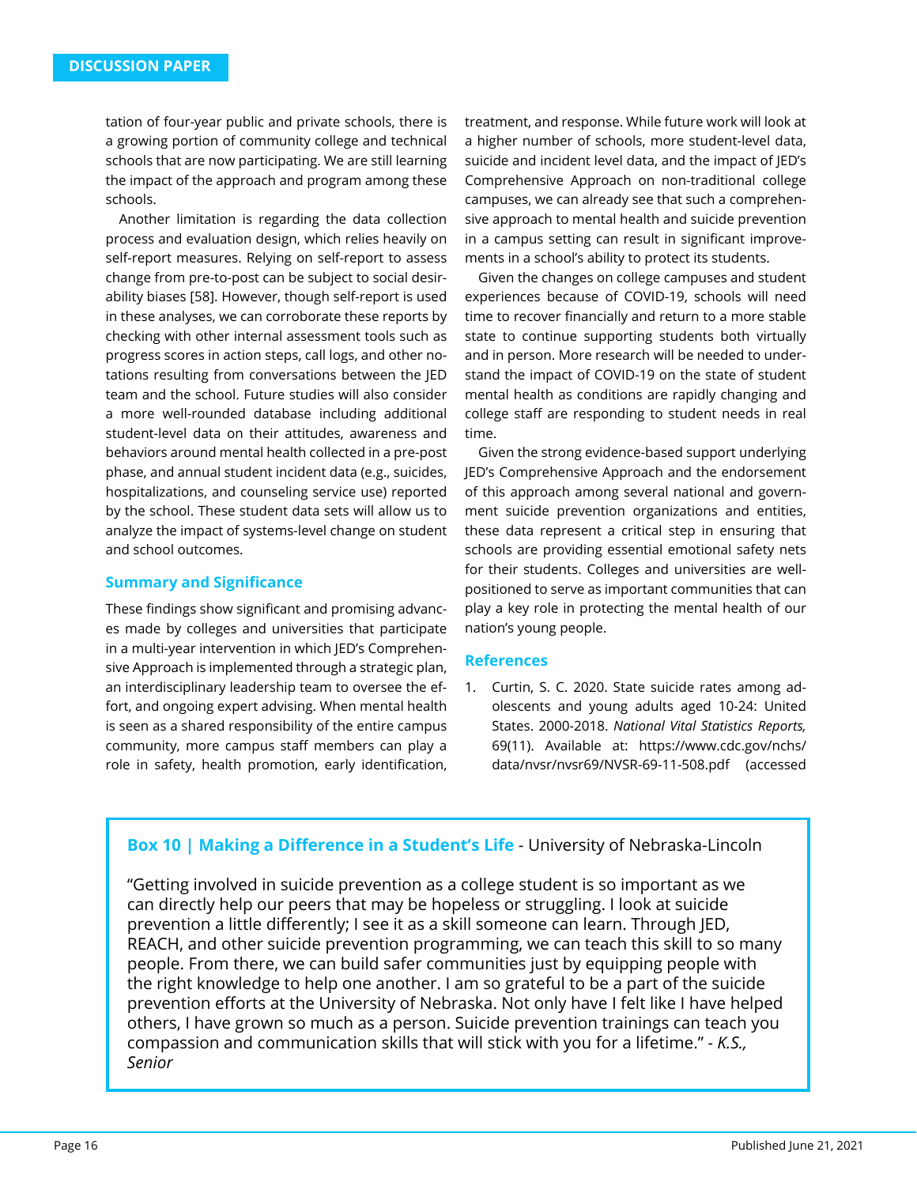tation of four-year public and private schools, there is a growing portion of community college and technical schools that are now participating. We are still learning the impact of the approach and program among these schools.

Another limitation is regarding the data collection process and evaluation design, which relies heavily on self-report measures. Relying on self-report to assess change from pre-to-post can be subject to social desirability biases [58]. However, though self-report is used in these analyses, we can corroborate these reports by checking with other internal assessment tools such as progress scores in action steps, call logs, and other notations resulting from conversations between the JED team and the school. Future studies will also consider a more well-rounded database including additional student-level data on their attitudes, awareness and behaviors around mental health collected in a pre-post phase, and annual student incident data (e.g., suicides, hospitalizations, and counseling service use) reported by the school. These student data sets will allow us to analyze the impact of systems-level change on student and school outcomes.

## Summary and Significance

These findings show significant and promising advances made by colleges and universities that participate in a multi-year intervention in which JED's Comprehensive Approach is implemented through a strategic plan, an interdisciplinary leadership team to oversee the effort, and ongoing expert advising. When mental health is seen as a shared responsibility of the entire campus community, more campus staff members can play a role in safety, health promotion, early identification, treatment, and response. While future work will look at a higher number of schools, more student-level data, suicide and incident level data, and the impact of JED's Comprehensive Approach on non-traditional college campuses, we can already see that such a comprehensive approach to mental health and suicide prevention in a campus setting can result in significant improvements in a school's ability to protect its students.

Given the changes on college campuses and student experiences because of COVID-19, schools will need time to recover financially and return to a more stable state to continue supporting students both virtually and in person. More research will be needed to understand the impact of COVID-19 on the state of student mental health as conditions are rapidly changing and college staff are responding to student needs in real time.

Given the strong evidence-based support underlying JED's Comprehensive Approach and the endorsement of this approach among several national and government suicide prevention organizations and entities, these data represent a critical step in ensuring that schools are providing essential emotional safety nets for their students. Colleges and universities are well-positioned to serve as important communities that can play a key role in protecting the mental health of our nation's young people.

## References

1. Curtin, S. C. 2020. State suicide rates among adolescents and young adults aged 10-24: United States. 2000-2018. *National Vital Statistics Reports,* 69(11). Available at: https://www.cdc.gov/nchs/data/nvsr/nvsr69/NVSR-69-11-508.pdf (accessed

> **Box 10 | Making a Difference in a Student's Life** - University of Nebraska-Lincoln
>
> "Getting involved in suicide prevention as a college student is so important as we can directly help our peers that may be hopeless or struggling. I look at suicide prevention a little differently; I see it as a skill someone can learn. Through JED, REACH, and other suicide prevention programming, we can teach this skill to so many people. From there, we can build safer communities just by equipping people with the right knowledge to help one another. I am so grateful to be a part of the suicide prevention efforts at the University of Nebraska. Not only have I felt like I have helped others, I have grown so much as a person. Suicide prevention trainings can teach you compassion and communication skills that will stick with you for a lifetime." - *K.S., Senior*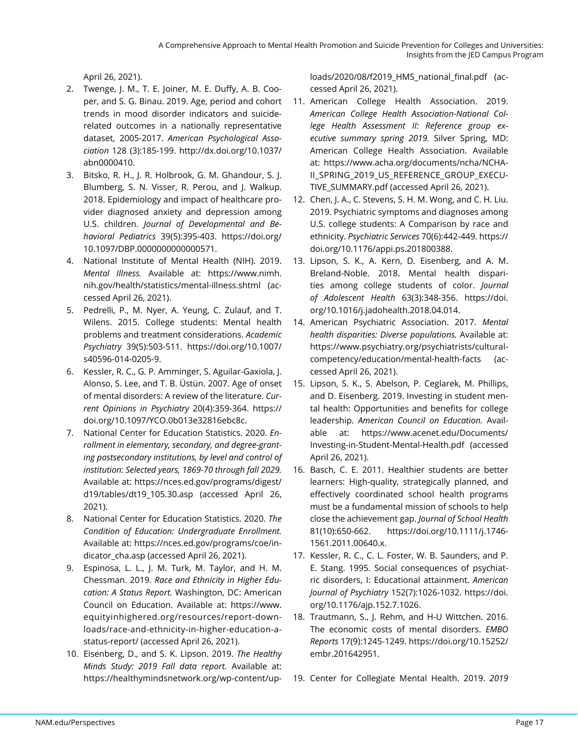April 26, 2021).

2. Twenge, J. M., T. E. Joiner, M. E. Duffy, A. B. Cooper, and S. G. Binau. 2019. Age, period and cohort trends in mood disorder indicators and suicide-related outcomes in a nationally representative dataset, 2005-2017. *American Psychological Association* 128 (3):185-199. http://dx.doi.org/10.1037/abn0000410.
3. Bitsko, R. H., J. R. Holbrook, G. M. Ghandour, S. J. Blumberg, S. N. Visser, R. Perou, and J. Walkup. 2018. Epidemiology and impact of healthcare provider diagnosed anxiety and depression among U.S. children. *Journal of Developmental and Behavioral Pediatrics* 39(5):395-403. https://doi.org/10.1097/DBP.0000000000000571.
4. National Institute of Mental Health (NIH). 2019. *Mental Illness.* Available at: https://www.nimh.nih.gov/health/statistics/mental-illness.shtml (accessed April 26, 2021).
5. Pedrelli, P., M. Nyer, A. Yeung, C. Zulauf, and T. Wilens. 2015. College students: Mental health problems and treatment considerations. *Academic Psychiatry* 39(5):503-511. https://doi.org/10.1007/s40596-014-0205-9.
6. Kessler, R. C., G. P. Amminger, S. Aguilar-Gaxiola, J. Alonso, S. Lee, and T. B. Üstün. 2007. Age of onset of mental disorders: A review of the literature. *Current Opinions in Psychiatry* 20(4):359-364. https://doi.org/10.1097/YCO.0b013e32816ebc8c.
7. National Center for Education Statistics. 2020. *Enrollment in elementary, secondary, and degree-granting postsecondary institutions, by level and control of institution: Selected years, 1869-70 through fall 2029.* Available at: https://nces.ed.gov/programs/digest/d19/tables/dt19_105.30.asp (accessed April 26, 2021).
8. National Center for Education Statistics. 2020. *The Condition of Education: Undergraduate Enrollment.* Available at: https://nces.ed.gov/programs/coe/indicator_cha.asp (accessed April 26, 2021).
9. Espinosa, L. L., J. M. Turk, M. Taylor, and H. M. Chessman. 2019. *Race and Ethnicity in Higher Education: A Status Report.* Washington, DC: American Council on Education. Available at: https://www.equityinhighered.org/resources/report-downloads/race-and-ethnicity-in-higher-education-a-status-report/ (accessed April 26, 2021).
10. Eisenberg, D., and S. K. Lipson. 2019. *The Healthy Minds Study: 2019 Fall data report.* Available at: https://healthymindsnetwork.org/wp-content/uploads/2020/08/f2019_HMS_national_final.pdf (accessed April 26, 2021).
11. American College Health Association. 2019. *American College Health Association-National College Health Assessment II: Reference group executive summary spring 2019.* Silver Spring, MD: American College Health Association. Available at: https://www.acha.org/documents/ncha/NCHA-II_SPRING_2019_US_REFERENCE_GROUP_EXECUTIVE_SUMMARY.pdf (accessed April 26, 2021).
12. Chen, J. A., C. Stevens, S. H. M. Wong, and C. H. Liu. 2019. Psychiatric symptoms and diagnoses among U.S. college students: A Comparison by race and ethnicity. *Psychiatric Services* 70(6):442-449. https://doi.org/10.1176/appi.ps.201800388.
13. Lipson, S. K., A. Kern, D. Eisenberg, and A. M. Breland-Noble. 2018. Mental health disparities among college students of color. *Journal of Adolescent Health* 63(3):348-356. https://doi.org/10.1016/j.jadohealth.2018.04.014.
14. American Psychiatric Association. 2017. *Mental health disparities: Diverse populations.* Available at: https://www.psychiatry.org/psychiatrists/cultural-competency/education/mental-health-facts (accessed April 26, 2021).
15. Lipson, S. K., S. Abelson, P. Ceglarek, M. Phillips, and D. Eisenberg. 2019. Investing in student mental health: Opportunities and benefits for college leadership. *American Council on Education.* Available at: https://www.acenet.edu/Documents/Investing-in-Student-Mental-Health.pdf (accessed April 26, 2021).
16. Basch, C. E. 2011. Healthier students are better learners: High-quality, strategically planned, and effectively coordinated school health programs must be a fundamental mission of schools to help close the achievement gap. *Journal of School Health* 81(10):650-662. https://doi.org/10.1111/j.1746-1561.2011.00640.x.
17. Kessler, R. C., C. L. Foster, W. B. Saunders, and P. E. Stang. 1995. Social consequences of psychiatric disorders, I: Educational attainment. *American Journal of Psychiatry* 152(7):1026-1032. https://doi.org/10.1176/ajp.152.7.1026.
18. Trautmann, S., J. Rehm, and H-U Wittchen. 2016. The economic costs of mental disorders. *EMBO Reports* 17(9):1245-1249. https://doi.org/10.15252/embr.201642951.
19. Center for Collegiate Mental Health. 2019. *2019*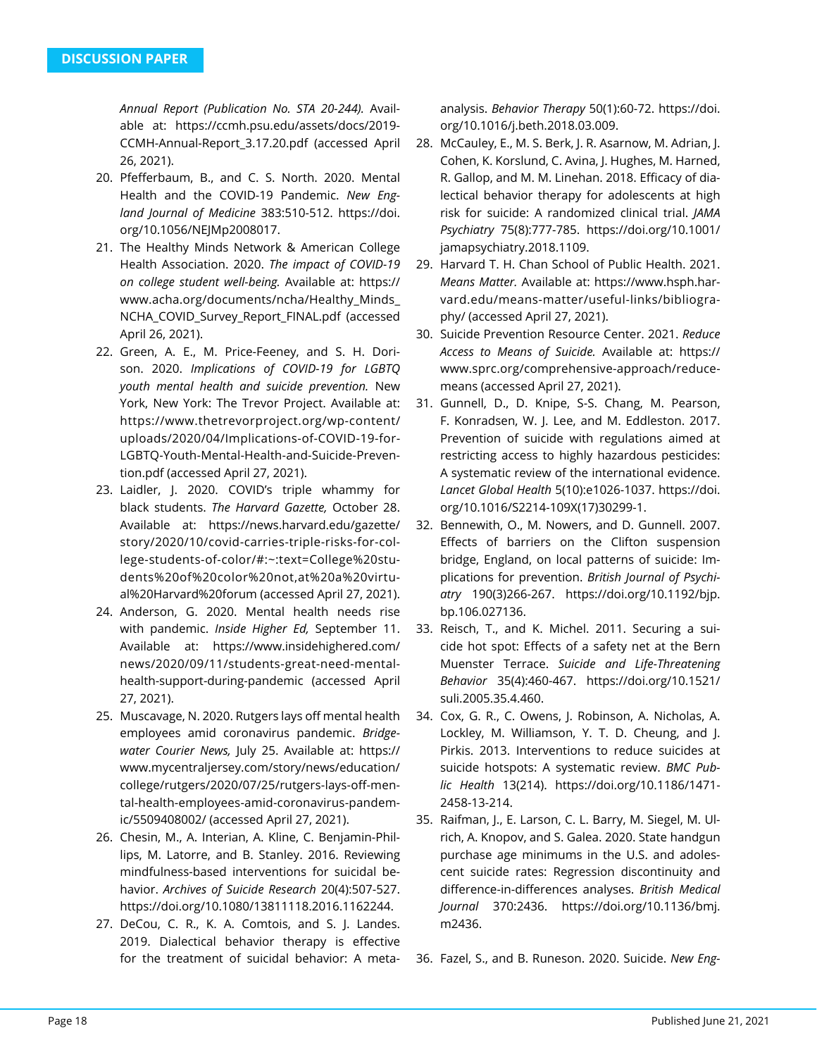*Annual Report (Publication No. STA 20-244).* Available at: https://ccmh.psu.edu/assets/docs/2019-CCMH-Annual-Report_3.17.20.pdf (accessed April 26, 2021).

20. Pfefferbaum, B., and C. S. North. 2020. Mental Health and the COVID-19 Pandemic. *New England Journal of Medicine* 383:510-512. https://doi.org/10.1056/NEJMp2008017.
21. The Healthy Minds Network & American College Health Association. 2020. *The impact of COVID-19 on college student well-being.* Available at: https://www.acha.org/documents/ncha/Healthy_Minds_NCHA_COVID_Survey_Report_FINAL.pdf (accessed April 26, 2021).
22. Green, A. E., M. Price-Feeney, and S. H. Dorison. 2020. *Implications of COVID-19 for LGBTQ youth mental health and suicide prevention.* New York, New York: The Trevor Project. Available at: https://www.thetrevorproject.org/wp-content/uploads/2020/04/Implications-of-COVID-19-for-LGBTQ-Youth-Mental-Health-and-Suicide-Prevention.pdf (accessed April 27, 2021).
23. Laidler, J. 2020. COVID's triple whammy for black students. *The Harvard Gazette,* October 28. Available at: https://news.harvard.edu/gazette/story/2020/10/covid-carries-triple-risks-for-college-students-of-color/#:~:text=College%20students%20of%20color%20not,at%20a%20virtual%20Harvard%20forum (accessed April 27, 2021).
24. Anderson, G. 2020. Mental health needs rise with pandemic. *Inside Higher Ed,* September 11. Available at: https://www.insidehighered.com/news/2020/09/11/students-great-need-mental-health-support-during-pandemic (accessed April 27, 2021).
25. Muscavage, N. 2020. Rutgers lays off mental health employees amid coronavirus pandemic. *Bridgewater Courier News,* July 25. Available at: https://www.mycentraljersey.com/story/news/education/college/rutgers/2020/07/25/rutgers-lays-off-mental-health-employees-amid-coronavirus-pandemic/5509408002/ (accessed April 27, 2021).
26. Chesin, M., A. Interian, A. Kline, C. Benjamin-Phillips, M. Latorre, and B. Stanley. 2016. Reviewing mindfulness-based interventions for suicidal behavior. *Archives of Suicide Research* 20(4):507-527. https://doi.org/10.1080/13811118.2016.1162244.
27. DeCou, C. R., K. A. Comtois, and S. J. Landes. 2019. Dialectical behavior therapy is effective for the treatment of suicidal behavior: A meta-analysis. *Behavior Therapy* 50(1):60-72. https://doi.org/10.1016/j.beth.2018.03.009.
28. McCauley, E., M. S. Berk, J. R. Asarnow, M. Adrian, J. Cohen, K. Korslund, C. Avina, J. Hughes, M. Harned, R. Gallop, and M. M. Linehan. 2018. Efficacy of dialectical behavior therapy for adolescents at high risk for suicide: A randomized clinical trial. *JAMA Psychiatry* 75(8):777-785. https://doi.org/10.1001/jamapsychiatry.2018.1109.
29. Harvard T. H. Chan School of Public Health. 2021. *Means Matter.* Available at: https://www.hsph.harvard.edu/means-matter/useful-links/bibliography/ (accessed April 27, 2021).
30. Suicide Prevention Resource Center. 2021. *Reduce Access to Means of Suicide.* Available at: https://www.sprc.org/comprehensive-approach/reduce-means (accessed April 27, 2021).
31. Gunnell, D., D. Knipe, S-S. Chang, M. Pearson, F. Konradsen, W. J. Lee, and M. Eddleston. 2017. Prevention of suicide with regulations aimed at restricting access to highly hazardous pesticides: A systematic review of the international evidence. *Lancet Global Health* 5(10):e1026-1037. https://doi.org/10.1016/S2214-109X(17)30299-1.
32. Bennewith, O., M. Nowers, and D. Gunnell. 2007. Effects of barriers on the Clifton suspension bridge, England, on local patterns of suicide: Implications for prevention. *British Journal of Psychiatry* 190(3)266-267. https://doi.org/10.1192/bjp.bp.106.027136.
33. Reisch, T., and K. Michel. 2011. Securing a suicide hot spot: Effects of a safety net at the Bern Muenster Terrace. *Suicide and Life-Threatening Behavior* 35(4):460-467. https://doi.org/10.1521/suli.2005.35.4.460.
34. Cox, G. R., C. Owens, J. Robinson, A. Nicholas, A. Lockley, M. Williamson, Y. T. D. Cheung, and J. Pirkis. 2013. Interventions to reduce suicides at suicide hotspots: A systematic review. *BMC Public Health* 13(214). https://doi.org/10.1186/1471-2458-13-214.
35. Raifman, J., E. Larson, C. L. Barry, M. Siegel, M. Ulrich, A. Knopov, and S. Galea. 2020. State handgun purchase age minimums in the U.S. and adolescent suicide rates: Regression discontinuity and difference-in-differences analyses. *British Medical Journal* 370:2436. https://doi.org/10.1136/bmj.m2436.
36. Fazel, S., and B. Runeson. 2020. Suicide. *New Eng-*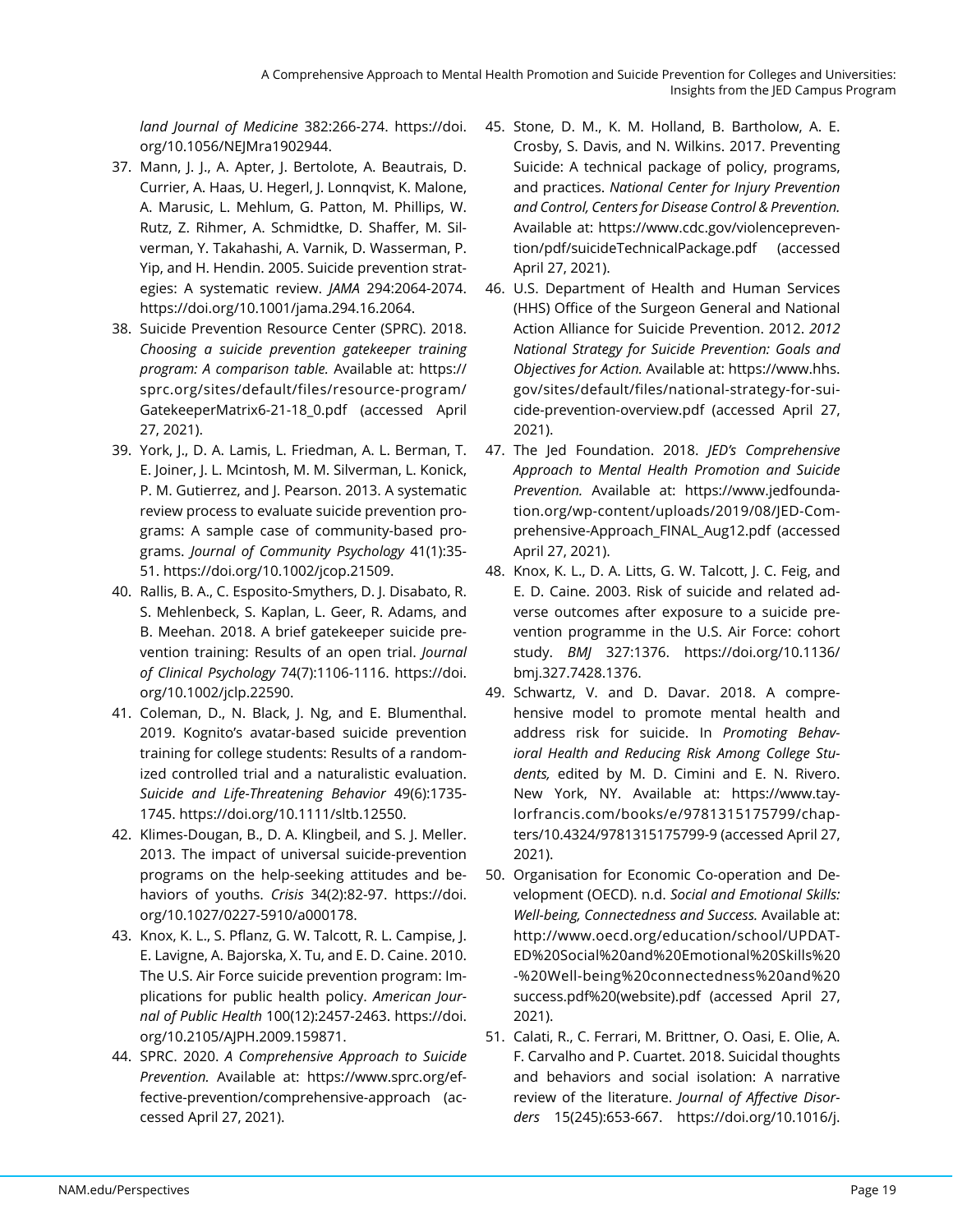*land Journal of Medicine* 382:266-274. https://doi.org/10.1056/NEJMra1902944.

37. Mann, J. J., A. Apter, J. Bertolote, A. Beautrais, D. Currier, A. Haas, U. Hegerl, J. Lonnqvist, K. Malone, A. Marusic, L. Mehlum, G. Patton, M. Phillips, W. Rutz, Z. Rihmer, A. Schmidtke, D. Shaffer, M. Silverman, Y. Takahashi, A. Varnik, D. Wasserman, P. Yip, and H. Hendin. 2005. Suicide prevention strategies: A systematic review. *JAMA* 294:2064-2074. https://doi.org/10.1001/jama.294.16.2064.
38. Suicide Prevention Resource Center (SPRC). 2018. *Choosing a suicide prevention gatekeeper training program: A comparison table.* Available at: https://sprc.org/sites/default/files/resource-program/GatekeeperMatrix6-21-18_0.pdf (accessed April 27, 2021).
39. York, J., D. A. Lamis, L. Friedman, A. L. Berman, T. E. Joiner, J. L. Mcintosh, M. M. Silverman, L. Konick, P. M. Gutierrez, and J. Pearson. 2013. A systematic review process to evaluate suicide prevention programs: A sample case of community-based programs. *Journal of Community Psychology* 41(1):35-51. https://doi.org/10.1002/jcop.21509.
40. Rallis, B. A., C. Esposito-Smythers, D. J. Disabato, R. S. Mehlenbeck, S. Kaplan, L. Geer, R. Adams, and B. Meehan. 2018. A brief gatekeeper suicide prevention training: Results of an open trial. *Journal of Clinical Psychology* 74(7):1106-1116. https://doi.org/10.1002/jclp.22590.
41. Coleman, D., N. Black, J. Ng, and E. Blumenthal. 2019. Kognito's avatar-based suicide prevention training for college students: Results of a randomized controlled trial and a naturalistic evaluation. *Suicide and Life-Threatening Behavior* 49(6):1735-1745. https://doi.org/10.1111/sltb.12550.
42. Klimes-Dougan, B., D. A. Klingbeil, and S. J. Meller. 2013. The impact of universal suicide-prevention programs on the help-seeking attitudes and behaviors of youths. *Crisis* 34(2):82-97. https://doi.org/10.1027/0227-5910/a000178.
43. Knox, K. L., S. Pflanz, G. W. Talcott, R. L. Campise, J. E. Lavigne, A. Bajorska, X. Tu, and E. D. Caine. 2010. The U.S. Air Force suicide prevention program: Implications for public health policy. *American Journal of Public Health* 100(12):2457-2463. https://doi.org/10.2105/AJPH.2009.159871.
44. SPRC. 2020. *A Comprehensive Approach to Suicide Prevention.* Available at: https://www.sprc.org/effective-prevention/comprehensive-approach (accessed April 27, 2021).
45. Stone, D. M., K. M. Holland, B. Bartholow, A. E. Crosby, S. Davis, and N. Wilkins. 2017. Preventing Suicide: A technical package of policy, programs, and practices. *National Center for Injury Prevention and Control, Centers for Disease Control & Prevention.* Available at: https://www.cdc.gov/violenceprevention/pdf/suicideTechnicalPackage.pdf (accessed April 27, 2021).
46. U.S. Department of Health and Human Services (HHS) Office of the Surgeon General and National Action Alliance for Suicide Prevention. 2012. *2012 National Strategy for Suicide Prevention: Goals and Objectives for Action.* Available at: https://www.hhs.gov/sites/default/files/national-strategy-for-suicide-prevention-overview.pdf (accessed April 27, 2021).
47. The Jed Foundation. 2018. *JED's Comprehensive Approach to Mental Health Promotion and Suicide Prevention.* Available at: https://www.jedfoundation.org/wp-content/uploads/2019/08/JED-Comprehensive-Approach_FINAL_Aug12.pdf (accessed April 27, 2021).
48. Knox, K. L., D. A. Litts, G. W. Talcott, J. C. Feig, and E. D. Caine. 2003. Risk of suicide and related adverse outcomes after exposure to a suicide prevention programme in the U.S. Air Force: cohort study. *BMJ* 327:1376. https://doi.org/10.1136/bmj.327.7428.1376.
49. Schwartz, V. and D. Davar. 2018. A comprehensive model to promote mental health and address risk for suicide. In *Promoting Behavioral Health and Reducing Risk Among College Students,* edited by M. D. Cimini and E. N. Rivero. New York, NY. Available at: https://www.taylorfrancis.com/books/e/9781315175799/chapters/10.4324/9781315175799-9 (accessed April 27, 2021).
50. Organisation for Economic Co-operation and Development (OECD). n.d. *Social and Emotional Skills: Well-being, Connectedness and Success.* Available at: http://www.oecd.org/education/school/UPDATED%20Social%20and%20Emotional%20Skills%20-%20Well-being%20connectedness%20and%20success.pdf%20(website).pdf (accessed April 27, 2021).
51. Calati, R., C. Ferrari, M. Brittner, O. Oasi, E. Olie, A. F. Carvalho and P. Cuartet. 2018. Suicidal thoughts and behaviors and social isolation: A narrative review of the literature. *Journal of Affective Disorders* 15(245):653-667. https://doi.org/10.1016/j.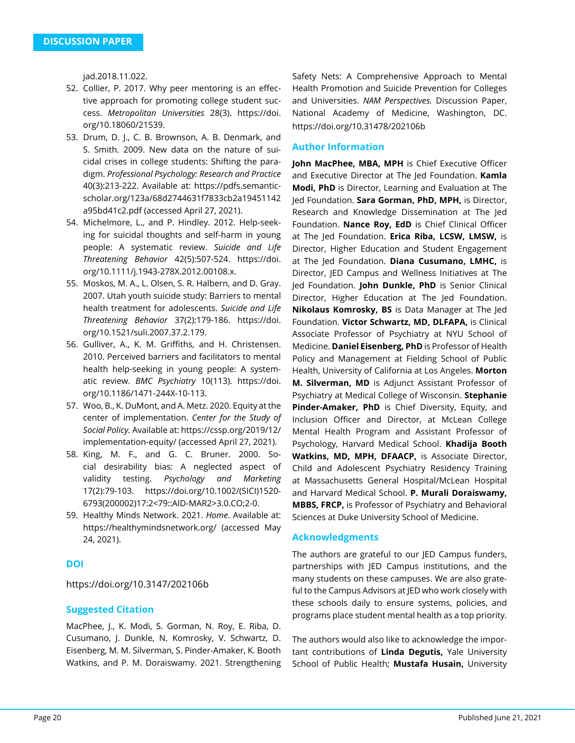jad.2018.11.022.

52. Collier, P. 2017. Why peer mentoring is an effective approach for promoting college student success. *Metropolitan Universities* 28(3). https://doi.org/10.18060/21539.
53. Drum, D. J., C. B. Brownson, A. B. Denmark, and S. Smith. 2009. New data on the nature of suicidal crises in college students: Shifting the paradigm. *Professional Psychology: Research and Practice* 40(3):213-222. Available at: https://pdfs.semanticscholar.org/123a/68d2744631f7833cb2a19451142a95bd41c2.pdf (accessed April 27, 2021).
54. Michelmore, L., and P. Hindley. 2012. Help-seeking for suicidal thoughts and self-harm in young people: A systematic review. *Suicide and Life Threatening Behavior* 42(5):507-524. https://doi.org/10.1111/j.1943-278X.2012.00108.x.
55. Moskos, M. A., L. Olsen, S. R. Halbern, and D. Gray. 2007. Utah youth suicide study: Barriers to mental health treatment for adolescents. *Suicide and Life Threatening Behavior* 37(2):179-186. https://doi.org/10.1521/suli.2007.37.2.179.
56. Gulliver, A., K. M. Griffiths, and H. Christensen. 2010. Perceived barriers and facilitators to mental health help-seeking in young people: A systematic review. *BMC Psychiatry* 10(113). https://doi.org/10.1186/1471-244X-10-113.
57. Woo, B., K. DuMont, and A. Metz. 2020. Equity at the center of implementation. *Center for the Study of Social Policy.* Available at: https://cssp.org/2019/12/implementation-equity/ (accessed April 27, 2021).
58. King, M. F., and G. C. Bruner. 2000. Social desirability bias: A neglected aspect of validity testing. *Psychology and Marketing* 17(2):79-103. https://doi.org/10.1002/(SICI)1520-6793(200002)17:2<79::AID-MAR2>3.0.CO;2-0.
59. Healthy Minds Network. 2021. *Home*. Available at: https://healthymindsnetwork.org/ (accessed May 24, 2021).

## DOI

https://doi.org/10.3147/202106b

## Suggested Citation

MacPhee, J., K. Modi, S. Gorman, N. Roy, E. Riba, D. Cusumano, J. Dunkle, N. Komrosky, V. Schwartz, D. Eisenberg, M. M. Silverman, S. Pinder-Amaker, K. Booth Watkins, and P. M. Doraiswamy. 2021. Strengthening Safety Nets: A Comprehensive Approach to Mental Health Promotion and Suicide Prevention for Colleges and Universities. *NAM Perspectives.* Discussion Paper, National Academy of Medicine, Washington, DC. https://doi.org/10.31478/202106b

## Author Information

**John MacPhee, MBA, MPH** is Chief Executive Officer and Executive Director at The Jed Foundation. **Kamla Modi, PhD** is Director, Learning and Evaluation at The Jed Foundation. **Sara Gorman, PhD, MPH,** is Director, Research and Knowledge Dissemination at The Jed Foundation. **Nance Roy, EdD** is Chief Clinical Officer at The Jed Foundation. **Erica Riba, LCSW, LMSW,** is Director, Higher Education and Student Engagement at The Jed Foundation. **Diana Cusumano, LMHC,** is Director, JED Campus and Wellness Initiatives at The Jed Foundation. **John Dunkle, PhD** is Senior Clinical Director, Higher Education at The Jed Foundation. **Nikolaus Komrosky, BS** is Data Manager at The Jed Foundation. **Victor Schwartz, MD, DLFAPA,** is Clinical Associate Professor of Psychiatry at NYU School of Medicine. **Daniel Eisenberg, PhD** is Professor of Health Policy and Management at Fielding School of Public Health, University of California at Los Angeles. **Morton M. Silverman, MD** is Adjunct Assistant Professor of Psychiatry at Medical College of Wisconsin. **Stephanie Pinder-Amaker, PhD** is Chief Diversity, Equity, and Inclusion Officer and Director, at McLean College Mental Health Program and Assistant Professor of Psychology, Harvard Medical School. **Khadija Booth Watkins, MD, MPH, DFAACP,** is Associate Director, Child and Adolescent Psychiatry Residency Training at Massachusetts General Hospital/McLean Hospital and Harvard Medical School. **P. Murali Doraiswamy, MBBS, FRCP,** is Professor of Psychiatry and Behavioral Sciences at Duke University School of Medicine.

## Acknowledgments

The authors are grateful to our JED Campus funders, partnerships with JED Campus institutions, and the many students on these campuses. We are also grateful to the Campus Advisors at JED who work closely with these schools daily to ensure systems, policies, and programs place student mental health as a top priority.

The authors would also like to acknowledge the important contributions of **Linda Degutis,** Yale University School of Public Health; **Mustafa Husain,** University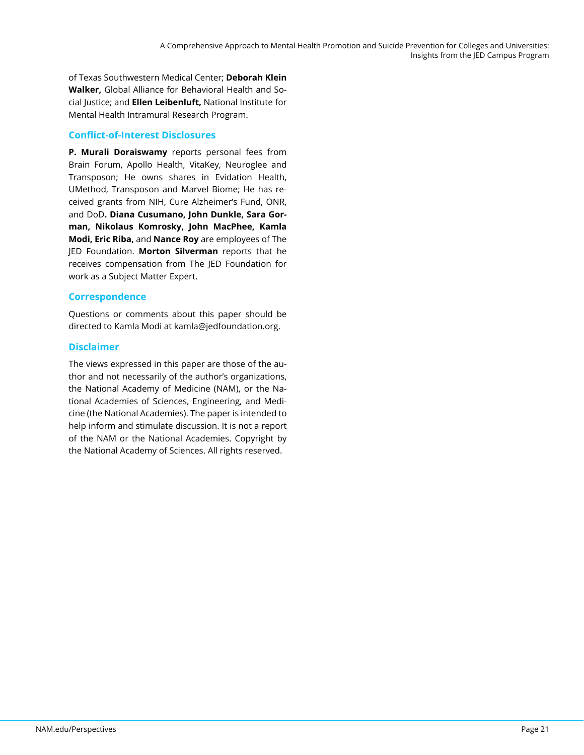of Texas Southwestern Medical Center; **Deborah Klein Walker,** Global Alliance for Behavioral Health and Social Justice; and **Ellen Leibenluft,** National Institute for Mental Health Intramural Research Program.

## Conflict-of-Interest Disclosures

**P. Murali Doraiswamy** reports personal fees from Brain Forum, Apollo Health, VitaKey, Neuroglee and Transposon; He owns shares in Evidation Health, UMethod, Transposon and Marvel Biome; He has received grants from NIH, Cure Alzheimer's Fund, ONR, and DoD**. Diana Cusumano, John Dunkle, Sara Gorman, Nikolaus Komrosky, John MacPhee, Kamla Modi, Eric Riba,** and **Nance Roy** are employees of The JED Foundation. **Morton Silverman** reports that he receives compensation from The JED Foundation for work as a Subject Matter Expert.

## Correspondence

Questions or comments about this paper should be directed to Kamla Modi at kamla@jedfoundation.org.

## Disclaimer

The views expressed in this paper are those of the author and not necessarily of the author's organizations, the National Academy of Medicine (NAM), or the National Academies of Sciences, Engineering, and Medicine (the National Academies). The paper is intended to help inform and stimulate discussion. It is not a report of the NAM or the National Academies. Copyright by the National Academy of Sciences. All rights reserved.